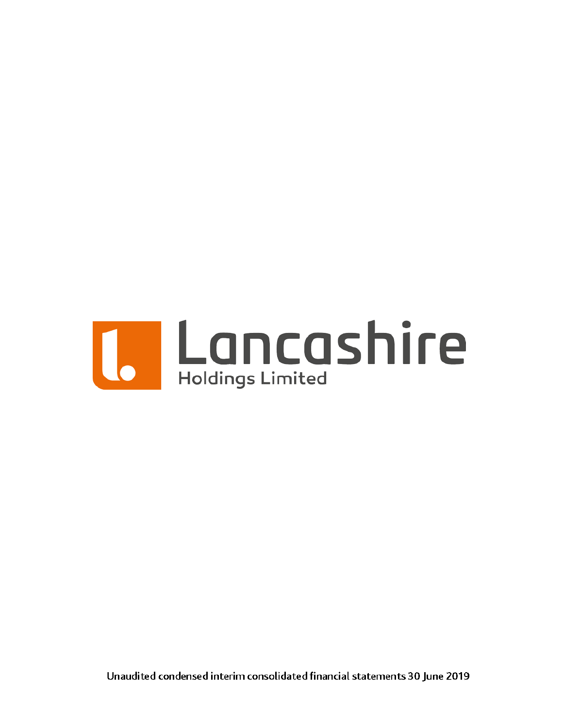# Lancashire

Holdings Limited

Unaudited condensed interim consolidated financial statements 30 June 2019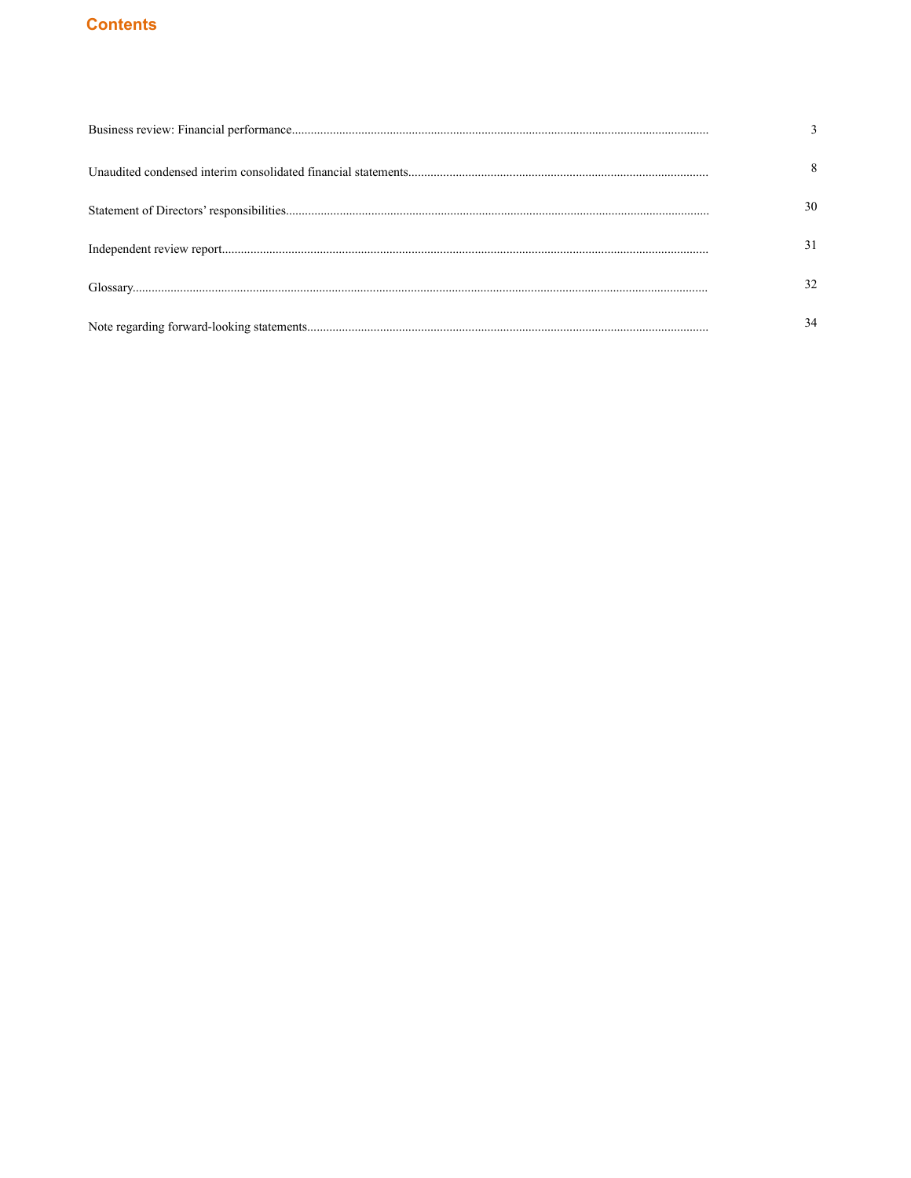# Contents

| | |
|---|---|
| Business review: Financial performance | 3 |
| Unaudited condensed interim consolidated financial statements | 8 |
| Statement of Directors' responsibilities | 30 |
| Independent review report | 31 |
| Glossary | 32 |
| Note regarding forward-looking statements | 34 |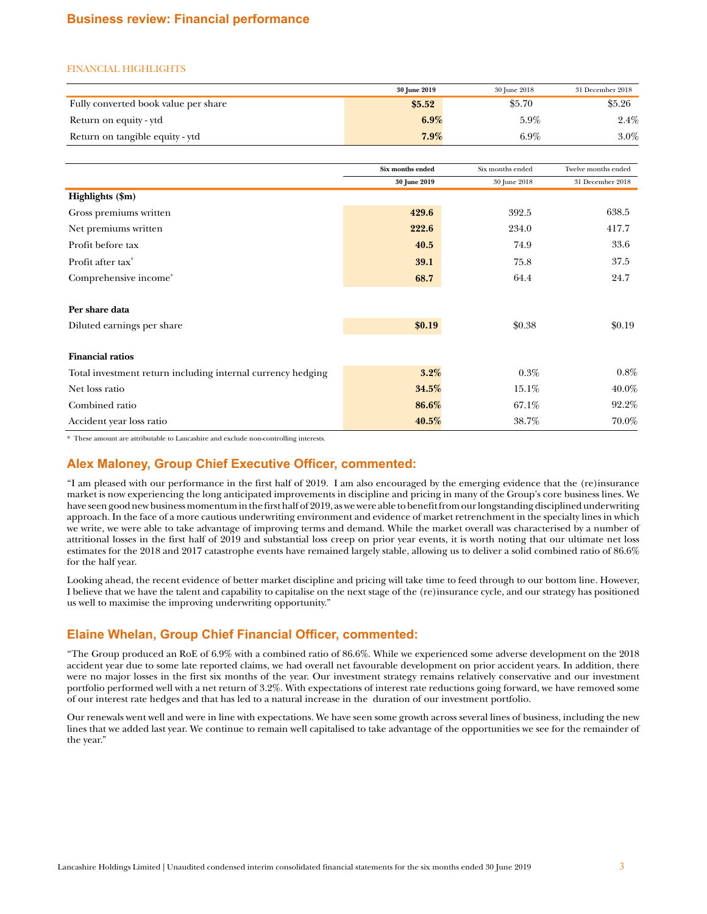# Business review: Financial performance

## FINANCIAL HIGHLIGHTS

| | 30 June 2019 | 30 June 2018 | 31 December 2018 |
|---|---|---|---|
| Fully converted book value per share | **$5.52** | $5.70 | $5.26 |
| Return on equity - ytd | **6.9%** | 5.9% | 2.4% |
| Return on tangible equity - ytd | **7.9%** | 6.9% | 3.0% |

| | Six months ended | Six months ended | Twelve months ended |
|---|---|---|---|
| | 30 June 2019 | 30 June 2018 | 31 December 2018 |
| **Highlights ($m)** | | | |
| Gross premiums written | **429.6** | 392.5 | 638.5 |
| Net premiums written | **222.6** | 234.0 | 417.7 |
| Profit before tax | **40.5** | 74.9 | 33.6 |
| Profit after tax* | **39.1** | 75.8 | 37.5 |
| Comprehensive income* | **68.7** | 64.4 | 24.7 |
| **Per share data** | | | |
| Diluted earnings per share | **$0.19** | $0.38 | $0.19 |
| **Financial ratios** | | | |
| Total investment return including internal currency hedging | **3.2%** | 0.3% | 0.8% |
| Net loss ratio | **34.5%** | 15.1% | 40.0% |
| Combined ratio | **86.6%** | 67.1% | 92.2% |
| Accident year loss ratio | **40.5%** | 38.7% | 70.0% |

\* These amount are attributable to Lancashire and exclude non-controlling interests.

## Alex Maloney, Group Chief Executive Officer, commented:

"I am pleased with our performance in the first half of 2019. I am also encouraged by the emerging evidence that the (re)insurance market is now experiencing the long anticipated improvements in discipline and pricing in many of the Group's core business lines. We have seen good new business momentum in the first half of 2019, as we were able to benefit from our longstanding disciplined underwriting approach. In the face of a more cautious underwriting environment and evidence of market retrenchment in the specialty lines in which we write, we were able to take advantage of improving terms and demand. While the market overall was characterised by a number of attritional losses in the first half of 2019 and substantial loss creep on prior year events, it is worth noting that our ultimate net loss estimates for the 2018 and 2017 catastrophe events have remained largely stable, allowing us to deliver a solid combined ratio of 86.6% for the half year.

Looking ahead, the recent evidence of better market discipline and pricing will take time to feed through to our bottom line. However, I believe that we have the talent and capability to capitalise on the next stage of the (re)insurance cycle, and our strategy has positioned us well to maximise the improving underwriting opportunity."

## Elaine Whelan, Group Chief Financial Officer, commented:

"The Group produced an RoE of 6.9% with a combined ratio of 86.6%. While we experienced some adverse development on the 2018 accident year due to some late reported claims, we had overall net favourable development on prior accident years. In addition, there were no major losses in the first six months of the year. Our investment strategy remains relatively conservative and our investment portfolio performed well with a net return of 3.2%. With expectations of interest rate reductions going forward, we have removed some of our interest rate hedges and that has led to a natural increase in the duration of our investment portfolio.

Our renewals went well and were in line with expectations. We have seen some growth across several lines of business, including the new lines that we added last year. We continue to remain well capitalised to take advantage of the opportunities we see for the remainder of the year."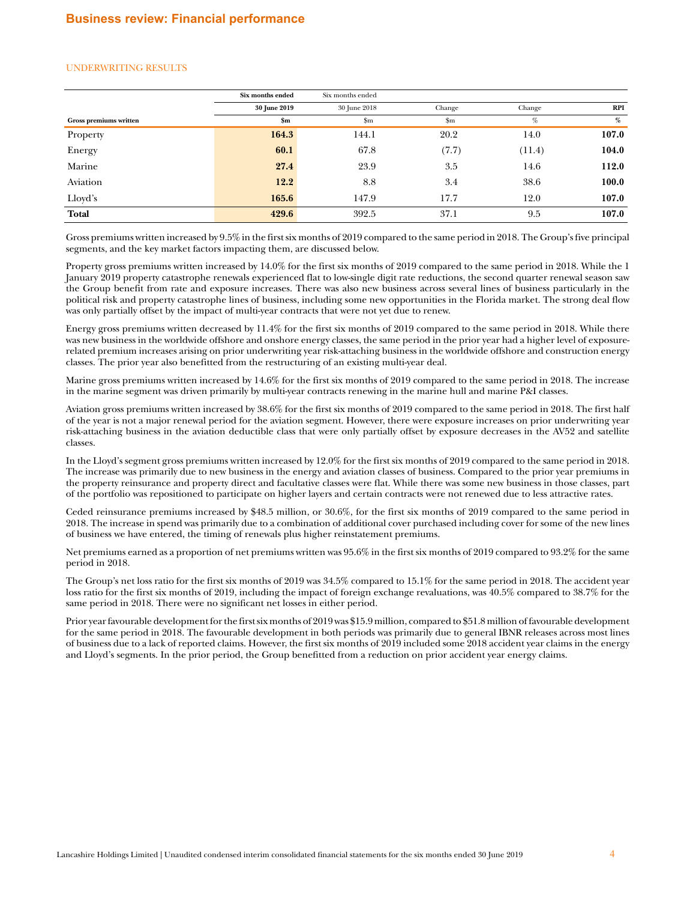## Business review: Financial performance

### UNDERWRITING RESULTS

| | Six months ended | Six months ended | | | |
|---|---|---|---|---|---|
| | **30 June 2019** | 30 June 2018 | Change | Change | **RPI** |
| **Gross premiums written** | **\$m** | \$m | \$m | % | **%** |
| Property | **164.3** | 144.1 | 20.2 | 14.0 | **107.0** |
| Energy | **60.1** | 67.8 | (7.7) | (11.4) | **104.0** |
| Marine | **27.4** | 23.9 | 3.5 | 14.6 | **112.0** |
| Aviation | **12.2** | 8.8 | 3.4 | 38.6 | **100.0** |
| Lloyd's | **165.6** | 147.9 | 17.7 | 12.0 | **107.0** |
| **Total** | **429.6** | 392.5 | 37.1 | 9.5 | **107.0** |

Gross premiums written increased by 9.5% in the first six months of 2019 compared to the same period in 2018. The Group's five principal segments, and the key market factors impacting them, are discussed below.

Property gross premiums written increased by 14.0% for the first six months of 2019 compared to the same period in 2018. While the 1 January 2019 property catastrophe renewals experienced flat to low-single digit rate reductions, the second quarter renewal season saw the Group benefit from rate and exposure increases. There was also new business across several lines of business particularly in the political risk and property catastrophe lines of business, including some new opportunities in the Florida market. The strong deal flow was only partially offset by the impact of multi-year contracts that were not yet due to renew.

Energy gross premiums written decreased by 11.4% for the first six months of 2019 compared to the same period in 2018. While there was new business in the worldwide offshore and onshore energy classes, the same period in the prior year had a higher level of exposure-related premium increases arising on prior underwriting year risk-attaching business in the worldwide offshore and construction energy classes. The prior year also benefitted from the restructuring of an existing multi-year deal.

Marine gross premiums written increased by 14.6% for the first six months of 2019 compared to the same period in 2018. The increase in the marine segment was driven primarily by multi-year contracts renewing in the marine hull and marine P&I classes.

Aviation gross premiums written increased by 38.6% for the first six months of 2019 compared to the same period in 2018. The first half of the year is not a major renewal period for the aviation segment. However, there were exposure increases on prior underwriting year risk-attaching business in the aviation deductible class that were only partially offset by exposure decreases in the AV52 and satellite classes.

In the Lloyd's segment gross premiums written increased by 12.0% for the first six months of 2019 compared to the same period in 2018. The increase was primarily due to new business in the energy and aviation classes of business. Compared to the prior year premiums in the property reinsurance and property direct and facultative classes were flat. While there was some new business in those classes, part of the portfolio was repositioned to participate on higher layers and certain contracts were not renewed due to less attractive rates.

Ceded reinsurance premiums increased by \$48.5 million, or 30.6%, for the first six months of 2019 compared to the same period in 2018. The increase in spend was primarily due to a combination of additional cover purchased including cover for some of the new lines of business we have entered, the timing of renewals plus higher reinstatement premiums.

Net premiums earned as a proportion of net premiums written was 95.6% in the first six months of 2019 compared to 93.2% for the same period in 2018.

The Group's net loss ratio for the first six months of 2019 was 34.5% compared to 15.1% for the same period in 2018. The accident year loss ratio for the first six months of 2019, including the impact of foreign exchange revaluations, was 40.5% compared to 38.7% for the same period in 2018. There were no significant net losses in either period.

Prior year favourable development for the first six months of 2019 was \$15.9 million, compared to \$51.8 million of favourable development for the same period in 2018. The favourable development in both periods was primarily due to general IBNR releases across most lines of business due to a lack of reported claims. However, the first six months of 2019 included some 2018 accident year claims in the energy and Lloyd's segments. In the prior period, the Group benefitted from a reduction on prior accident year energy claims.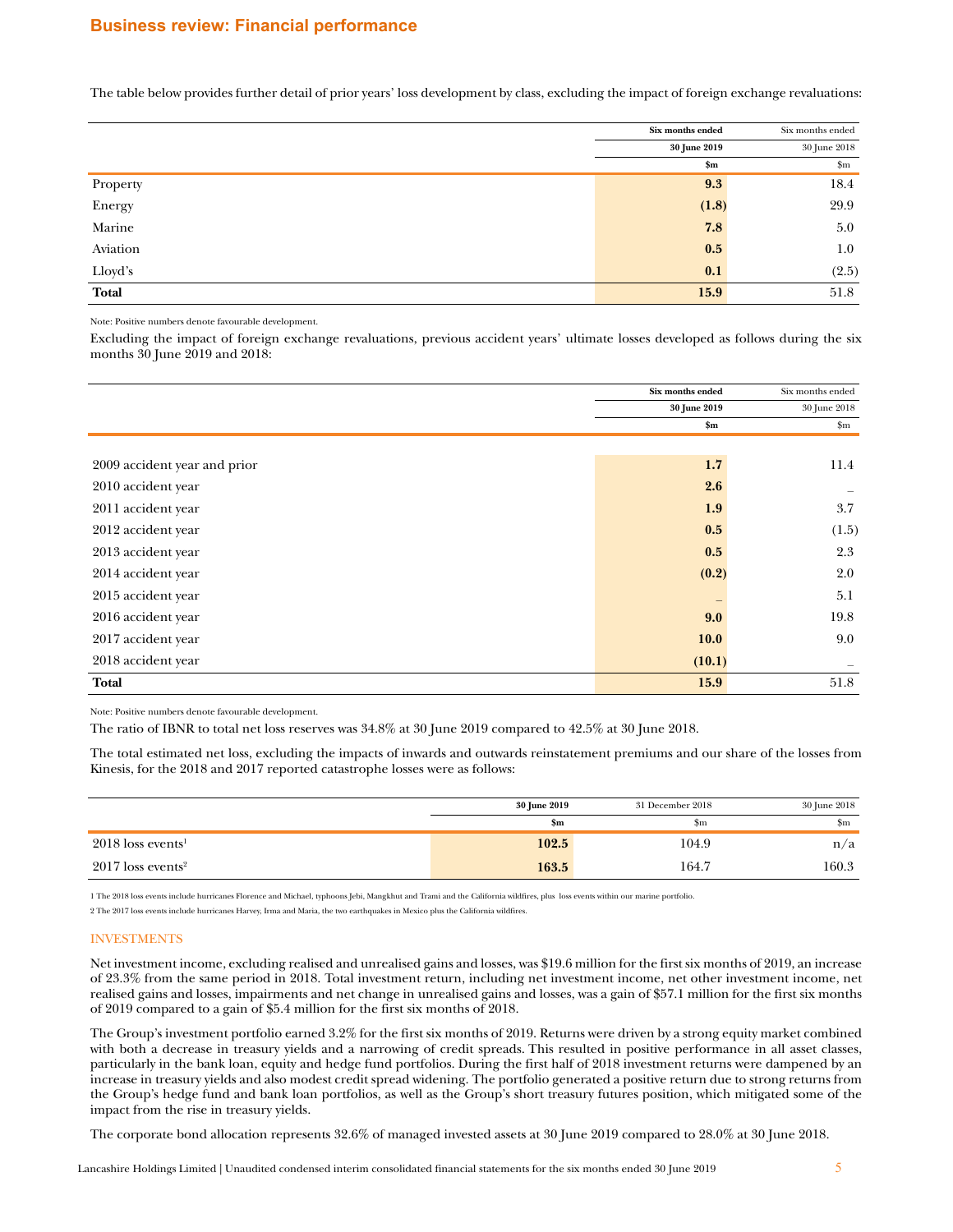## Business review: Financial performance

The table below provides further detail of prior years' loss development by class, excluding the impact of foreign exchange revaluations:

| | Six months ended 30 June 2019 $m | Six months ended 30 June 2018 $m |
|---|---|---|
| Property | **9.3** | 18.4 |
| Energy | **(1.8)** | 29.9 |
| Marine | **7.8** | 5.0 |
| Aviation | **0.5** | 1.0 |
| Lloyd's | **0.1** | (2.5) |
| **Total** | **15.9** | 51.8 |

Note: Positive numbers denote favourable development.

Excluding the impact of foreign exchange revaluations, previous accident years' ultimate losses developed as follows during the six months 30 June 2019 and 2018:

| | Six months ended 30 June 2019 $m | Six months ended 30 June 2018 $m |
|---|---|---|
| 2009 accident year and prior | **1.7** | 11.4 |
| 2010 accident year | **2.6** | – |
| 2011 accident year | **1.9** | 3.7 |
| 2012 accident year | **0.5** | (1.5) |
| 2013 accident year | **0.5** | 2.3 |
| 2014 accident year | **(0.2)** | 2.0 |
| 2015 accident year | **–** | 5.1 |
| 2016 accident year | **9.0** | 19.8 |
| 2017 accident year | **10.0** | 9.0 |
| 2018 accident year | **(10.1)** | – |
| **Total** | **15.9** | 51.8 |

Note: Positive numbers denote favourable development.

The ratio of IBNR to total net loss reserves was 34.8% at 30 June 2019 compared to 42.5% at 30 June 2018.

The total estimated net loss, excluding the impacts of inwards and outwards reinstatement premiums and our share of the losses from Kinesis, for the 2018 and 2017 reported catastrophe losses were as follows:

| | 30 June 2019 $m | 31 December 2018 $m | 30 June 2018 $m |
|---|---|---|---|
| 2018 loss events[1] | **102.5** | 104.9 | n/a |
| 2017 loss events[2] | **163.5** | 164.7 | 160.3 |

1 The 2018 loss events include hurricanes Florence and Michael, typhoons Jebi, Mangkhut and Trami and the California wildfires, plus loss events within our marine portfolio.

2 The 2017 loss events include hurricanes Harvey, Irma and Maria, the two earthquakes in Mexico plus the California wildfires.

### INVESTMENTS

Net investment income, excluding realised and unrealised gains and losses, was $19.6 million for the first six months of 2019, an increase of 23.3% from the same period in 2018. Total investment return, including net investment income, net other investment income, net realised gains and losses, impairments and net change in unrealised gains and losses, was a gain of $57.1 million for the first six months of 2019 compared to a gain of $5.4 million for the first six months of 2018.

The Group's investment portfolio earned 3.2% for the first six months of 2019. Returns were driven by a strong equity market combined with both a decrease in treasury yields and a narrowing of credit spreads. This resulted in positive performance in all asset classes, particularly in the bank loan, equity and hedge fund portfolios. During the first half of 2018 investment returns were dampened by an increase in treasury yields and also modest credit spread widening. The portfolio generated a positive return due to strong returns from the Group's hedge fund and bank loan portfolios, as well as the Group's short treasury futures position, which mitigated some of the impact from the rise in treasury yields.

The corporate bond allocation represents 32.6% of managed invested assets at 30 June 2019 compared to 28.0% at 30 June 2018.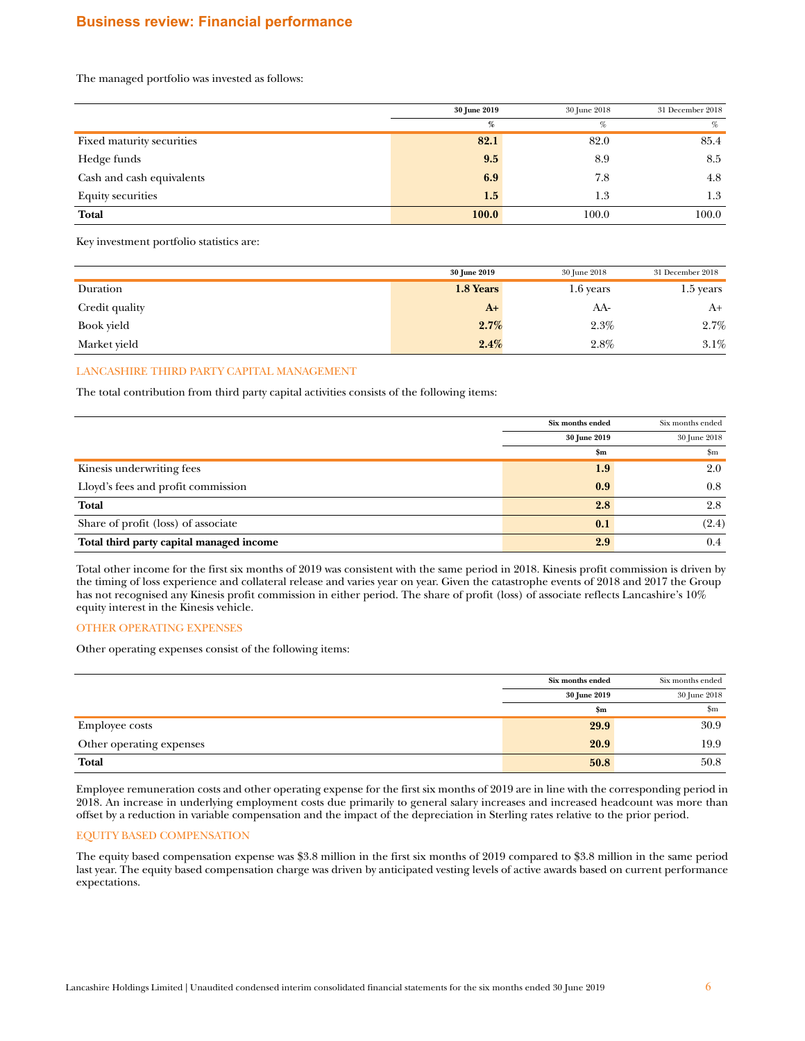## Business review: Financial performance

The managed portfolio was invested as follows:

| | 30 June 2019 | 30 June 2018 | 31 December 2018 |
|---|---|---|---|
| | % | % | % |
| Fixed maturity securities | **82.1** | 82.0 | 85.4 |
| Hedge funds | **9.5** | 8.9 | 8.5 |
| Cash and cash equivalents | **6.9** | 7.8 | 4.8 |
| Equity securities | **1.5** | 1.3 | 1.3 |
| **Total** | **100.0** | 100.0 | 100.0 |

Key investment portfolio statistics are:

| | 30 June 2019 | 30 June 2018 | 31 December 2018 |
|---|---|---|---|
| Duration | **1.8 Years** | 1.6 years | 1.5 years |
| Credit quality | **A+** | AA- | A+ |
| Book yield | **2.7%** | 2.3% | 2.7% |
| Market yield | **2.4%** | 2.8% | 3.1% |

### LANCASHIRE THIRD PARTY CAPITAL MANAGEMENT

The total contribution from third party capital activities consists of the following items:

| | Six months ended 30 June 2019 | Six months ended 30 June 2018 |
|---|---|---|
| | $m | $m |
| Kinesis underwriting fees | **1.9** | 2.0 |
| Lloyd's fees and profit commission | **0.9** | 0.8 |
| **Total** | **2.8** | 2.8 |
| Share of profit (loss) of associate | **0.1** | (2.4) |
| **Total third party capital managed income** | **2.9** | 0.4 |

Total other income for the first six months of 2019 was consistent with the same period in 2018. Kinesis profit commission is driven by the timing of loss experience and collateral release and varies year on year. Given the catastrophe events of 2018 and 2017 the Group has not recognised any Kinesis profit commission in either period. The share of profit (loss) of associate reflects Lancashire's 10% equity interest in the Kinesis vehicle.

### OTHER OPERATING EXPENSES

Other operating expenses consist of the following items:

| | Six months ended 30 June 2019 | Six months ended 30 June 2018 |
|---|---|---|
| | $m | $m |
| Employee costs | **29.9** | 30.9 |
| Other operating expenses | **20.9** | 19.9 |
| **Total** | **50.8** | 50.8 |

Employee remuneration costs and other operating expense for the first six months of 2019 are in line with the corresponding period in 2018. An increase in underlying employment costs due primarily to general salary increases and increased headcount was more than offset by a reduction in variable compensation and the impact of the depreciation in Sterling rates relative to the prior period.

### EQUITY BASED COMPENSATION

The equity based compensation expense was $3.8 million in the first six months of 2019 compared to $3.8 million in the same period last year. The equity based compensation charge was driven by anticipated vesting levels of active awards based on current performance expectations.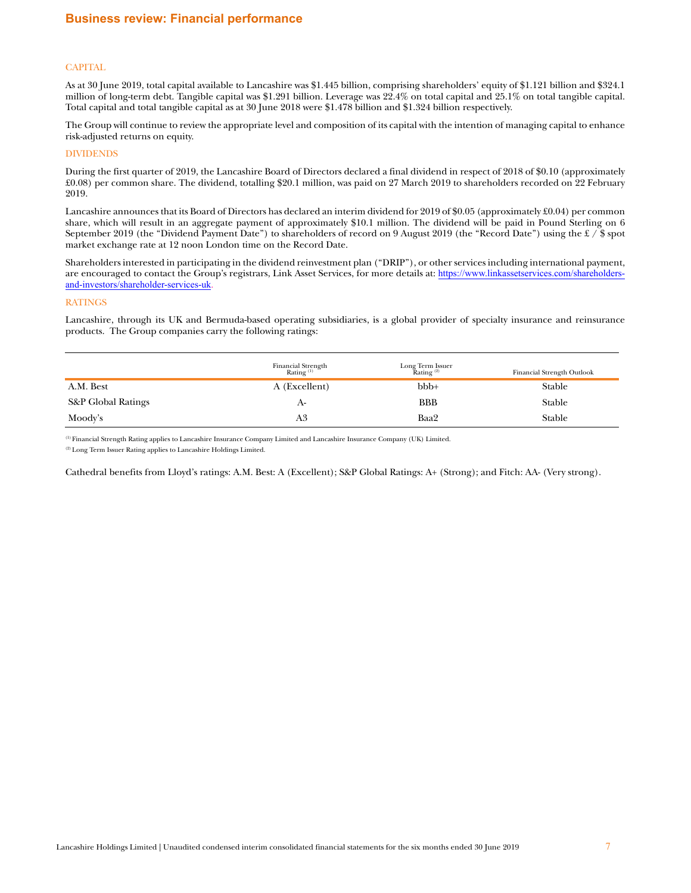## Business review: Financial performance

### CAPITAL

As at 30 June 2019, total capital available to Lancashire was $1.445 billion, comprising shareholders' equity of $1.121 billion and $324.1 million of long-term debt. Tangible capital was $1.291 billion. Leverage was 22.4% on total capital and 25.1% on total tangible capital. Total capital and total tangible capital as at 30 June 2018 were $1.478 billion and $1.324 billion respectively.

The Group will continue to review the appropriate level and composition of its capital with the intention of managing capital to enhance risk-adjusted returns on equity.

### DIVIDENDS

During the first quarter of 2019, the Lancashire Board of Directors declared a final dividend in respect of 2018 of $0.10 (approximately £0.08) per common share. The dividend, totalling $20.1 million, was paid on 27 March 2019 to shareholders recorded on 22 February 2019.

Lancashire announces that its Board of Directors has declared an interim dividend for 2019 of $0.05 (approximately £0.04) per common share, which will result in an aggregate payment of approximately $10.1 million. The dividend will be paid in Pound Sterling on 6 September 2019 (the "Dividend Payment Date") to shareholders of record on 9 August 2019 (the "Record Date") using the £ / $ spot market exchange rate at 12 noon London time on the Record Date.

Shareholders interested in participating in the dividend reinvestment plan ("DRIP"), or other services including international payment, are encouraged to contact the Group's registrars, Link Asset Services, for more details at: https://www.linkassetservices.com/shareholders-and-investors/shareholder-services-uk.

### RATINGS

Lancashire, through its UK and Bermuda-based operating subsidiaries, is a global provider of specialty insurance and reinsurance products. The Group companies carry the following ratings:

| | Financial Strength Rating [1] | Long Term Issuer Rating [2] | Financial Strength Outlook |
|---|---|---|---|
| A.M. Best | A (Excellent) | bbb+ | Stable |
| S&P Global Ratings | A- | BBB | Stable |
| Moody's | A3 | Baa2 | Stable |

[1] Financial Strength Rating applies to Lancashire Insurance Company Limited and Lancashire Insurance Company (UK) Limited.

[2] Long Term Issuer Rating applies to Lancashire Holdings Limited.

Cathedral benefits from Lloyd's ratings: A.M. Best: A (Excellent); S&P Global Ratings: A+ (Strong); and Fitch: AA- (Very strong).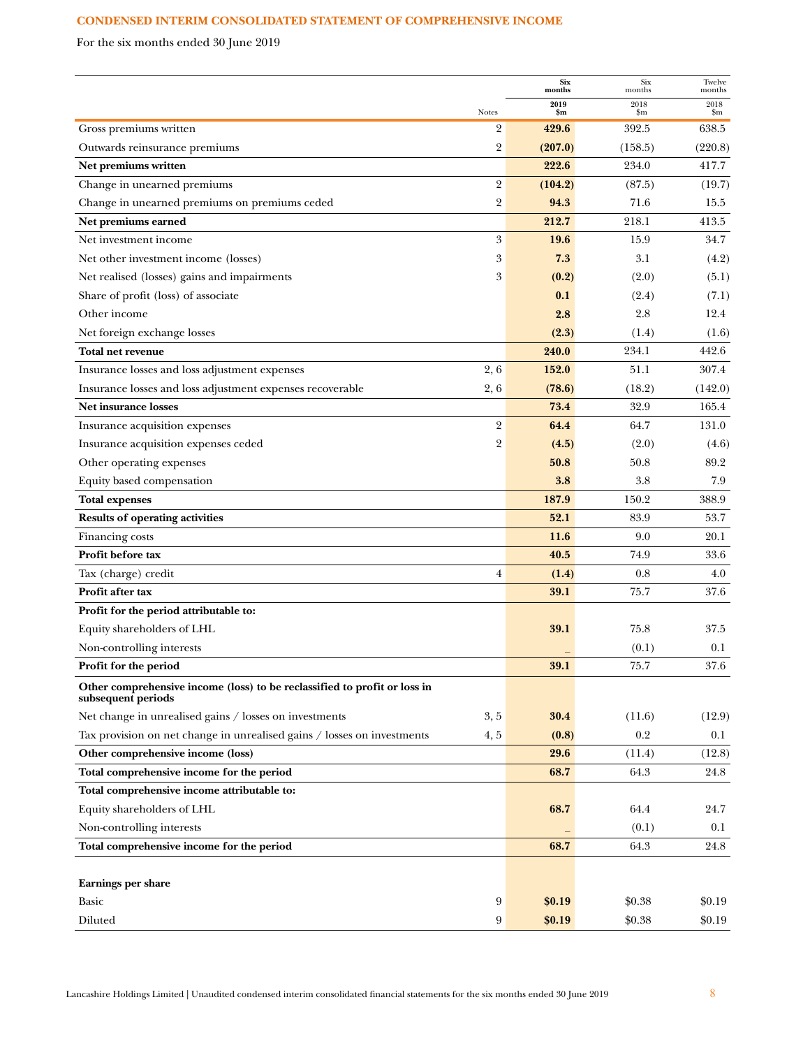## CONDENSED INTERIM CONSOLIDATED STATEMENT OF COMPREHENSIVE INCOME

For the six months ended 30 June 2019

| | Notes | Six months 2019 $m | Six months 2018 $m | Twelve months 2018 $m |
|---|---|---|---|---|
| Gross premiums written | 2 | **429.6** | 392.5 | 638.5 |
| Outwards reinsurance premiums | 2 | **(207.0)** | (158.5) | (220.8) |
| **Net premiums written** | | **222.6** | 234.0 | 417.7 |
| Change in unearned premiums | 2 | **(104.2)** | (87.5) | (19.7) |
| Change in unearned premiums on premiums ceded | 2 | **94.3** | 71.6 | 15.5 |
| **Net premiums earned** | | **212.7** | 218.1 | 413.5 |
| Net investment income | 3 | **19.6** | 15.9 | 34.7 |
| Net other investment income (losses) | 3 | **7.3** | 3.1 | (4.2) |
| Net realised (losses) gains and impairments | 3 | **(0.2)** | (2.0) | (5.1) |
| Share of profit (loss) of associate | | **0.1** | (2.4) | (7.1) |
| Other income | | **2.8** | 2.8 | 12.4 |
| Net foreign exchange losses | | **(2.3)** | (1.4) | (1.6) |
| **Total net revenue** | | **240.0** | 234.1 | 442.6 |
| Insurance losses and loss adjustment expenses | 2, 6 | **152.0** | 51.1 | 307.4 |
| Insurance losses and loss adjustment expenses recoverable | 2, 6 | **(78.6)** | (18.2) | (142.0) |
| **Net insurance losses** | | **73.4** | 32.9 | 165.4 |
| Insurance acquisition expenses | 2 | **64.4** | 64.7 | 131.0 |
| Insurance acquisition expenses ceded | 2 | **(4.5)** | (2.0) | (4.6) |
| Other operating expenses | | **50.8** | 50.8 | 89.2 |
| Equity based compensation | | **3.8** | 3.8 | 7.9 |
| **Total expenses** | | **187.9** | 150.2 | 388.9 |
| **Results of operating activities** | | **52.1** | 83.9 | 53.7 |
| Financing costs | | **11.6** | 9.0 | 20.1 |
| **Profit before tax** | | **40.5** | 74.9 | 33.6 |
| Tax (charge) credit | 4 | **(1.4)** | 0.8 | 4.0 |
| **Profit after tax** | | **39.1** | 75.7 | 37.6 |
| **Profit for the period attributable to:** | | | | |
| Equity shareholders of LHL | | **39.1** | 75.8 | 37.5 |
| Non-controlling interests | | **–** | (0.1) | 0.1 |
| **Profit for the period** | | **39.1** | 75.7 | 37.6 |
| **Other comprehensive income (loss) to be reclassified to profit or loss in subsequent periods** | | | | |
| Net change in unrealised gains / losses on investments | 3, 5 | **30.4** | (11.6) | (12.9) |
| Tax provision on net change in unrealised gains / losses on investments | 4, 5 | **(0.8)** | 0.2 | 0.1 |
| **Other comprehensive income (loss)** | | **29.6** | (11.4) | (12.8) |
| **Total comprehensive income for the period** | | **68.7** | 64.3 | 24.8 |
| **Total comprehensive income attributable to:** | | | | |
| Equity shareholders of LHL | | **68.7** | 64.4 | 24.7 |
| Non-controlling interests | | **–** | (0.1) | 0.1 |
| **Total comprehensive income for the period** | | **68.7** | 64.3 | 24.8 |
| | | | | |
| **Earnings per share** | | | | |
| Basic | 9 | **$0.19** | $0.38 | $0.19 |
| Diluted | 9 | **$0.19** | $0.38 | $0.19 |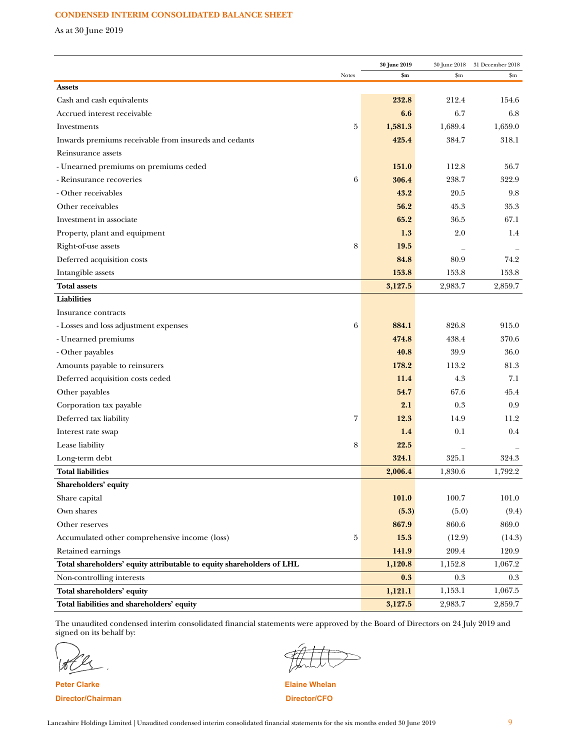## CONDENSED INTERIM CONSOLIDATED BALANCE SHEET

As at 30 June 2019

| | Notes | 30 June 2019 $m | 30 June 2018 $m | 31 December 2018 $m |
|---|---|---|---|---|
| **Assets** | | | | |
| Cash and cash equivalents | | **232.8** | 212.4 | 154.6 |
| Accrued interest receivable | | **6.6** | 6.7 | 6.8 |
| Investments | 5 | **1,581.3** | 1,689.4 | 1,659.0 |
| Inwards premiums receivable from insureds and cedants | | **425.4** | 384.7 | 318.1 |
| Reinsurance assets | | | | |
| - Unearned premiums on premiums ceded | | **151.0** | 112.8 | 56.7 |
| - Reinsurance recoveries | 6 | **306.4** | 238.7 | 322.9 |
| - Other receivables | | **43.2** | 20.5 | 9.8 |
| Other receivables | | **56.2** | 45.3 | 35.3 |
| Investment in associate | | **65.2** | 36.5 | 67.1 |
| Property, plant and equipment | | **1.3** | 2.0 | 1.4 |
| Right-of-use assets | 8 | **19.5** | – | – |
| Deferred acquisition costs | | **84.8** | 80.9 | 74.2 |
| Intangible assets | | **153.8** | 153.8 | 153.8 |
| **Total assets** | | **3,127.5** | 2,983.7 | 2,859.7 |
| **Liabilities** | | | | |
| Insurance contracts | | | | |
| - Losses and loss adjustment expenses | 6 | **884.1** | 826.8 | 915.0 |
| - Unearned premiums | | **474.8** | 438.4 | 370.6 |
| - Other payables | | **40.8** | 39.9 | 36.0 |
| Amounts payable to reinsurers | | **178.2** | 113.2 | 81.3 |
| Deferred acquisition costs ceded | | **11.4** | 4.3 | 7.1 |
| Other payables | | **54.7** | 67.6 | 45.4 |
| Corporation tax payable | | **2.1** | 0.3 | 0.9 |
| Deferred tax liability | 7 | **12.3** | 14.9 | 11.2 |
| Interest rate swap | | **1.4** | 0.1 | 0.4 |
| Lease liability | 8 | **22.5** | – | – |
| Long-term debt | | **324.1** | 325.1 | 324.3 |
| **Total liabilities** | | **2,006.4** | 1,830.6 | 1,792.2 |
| **Shareholders' equity** | | | | |
| Share capital | | **101.0** | 100.7 | 101.0 |
| Own shares | | **(5.3)** | (5.0) | (9.4) |
| Other reserves | | **867.9** | 860.6 | 869.0 |
| Accumulated other comprehensive income (loss) | 5 | **15.3** | (12.9) | (14.3) |
| Retained earnings | | **141.9** | 209.4 | 120.9 |
| **Total shareholders' equity attributable to equity shareholders of LHL** | | **1,120.8** | 1,152.8 | 1,067.2 |
| Non-controlling interests | | **0.3** | 0.3 | 0.3 |
| **Total shareholders' equity** | | **1,121.1** | 1,153.1 | 1,067.5 |
| **Total liabilities and shareholders' equity** | | **3,127.5** | 2,983.7 | 2,859.7 |

The unaudited condensed interim consolidated financial statements were approved by the Board of Directors on 24 July 2019 and signed on its behalf by:

**Peter Clarke**
**Director/Chairman**

**Elaine Whelan**
**Director/CFO**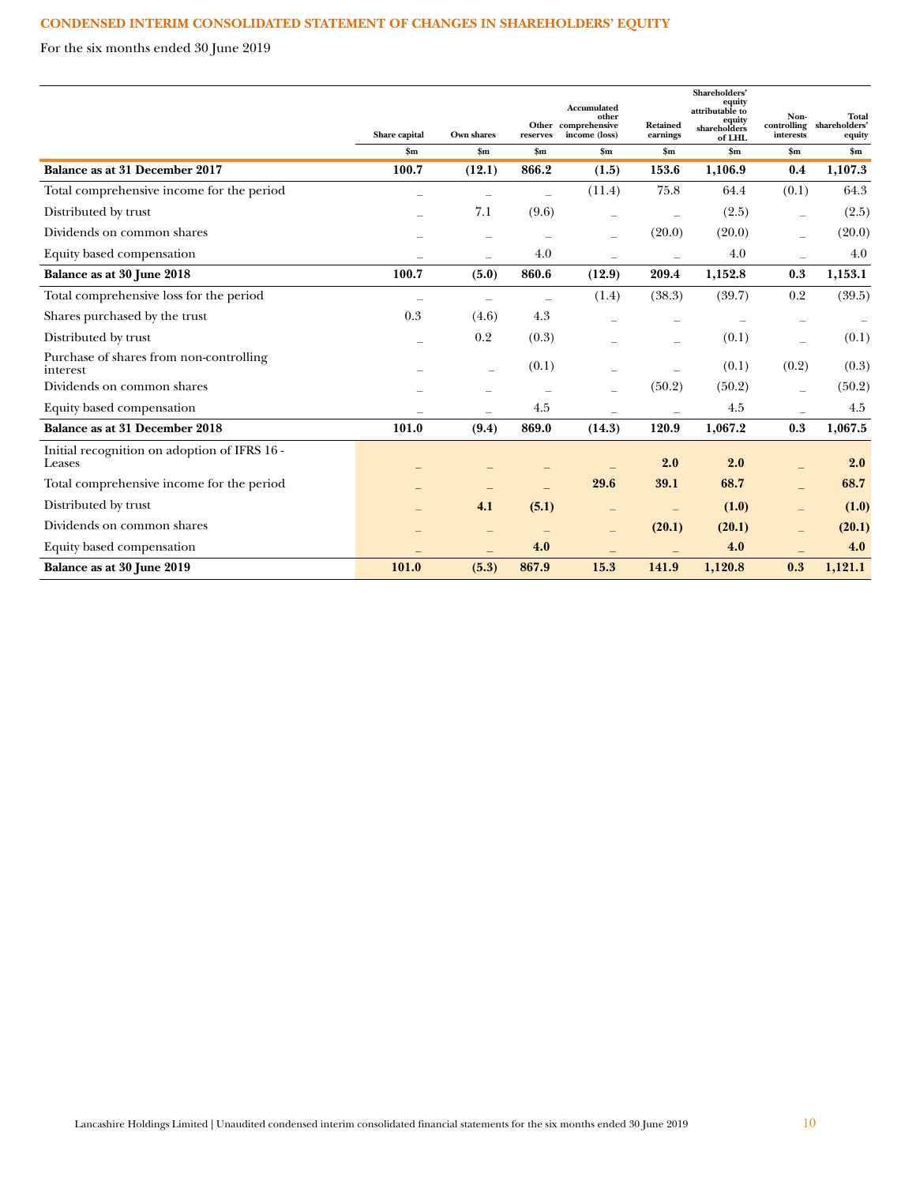## CONDENSED INTERIM CONSOLIDATED STATEMENT OF CHANGES IN SHAREHOLDERS' EQUITY

For the six months ended 30 June 2019

| | Share capital | Own shares | Other reserves | Accumulated other comprehensive income (loss) | Retained earnings | Shareholders' equity attributable to equity shareholders of LHL | Non-controlling interests | Total shareholders' equity |
|---|---|---|---|---|---|---|---|---|
| | $m | $m | $m | $m | $m | $m | $m | $m |
| **Balance as at 31 December 2017** | **100.7** | **(12.1)** | **866.2** | **(1.5)** | **153.6** | **1,106.9** | **0.4** | **1,107.3** |
| Total comprehensive income for the period | – | – | – | (11.4) | 75.8 | 64.4 | (0.1) | 64.3 |
| Distributed by trust | – | 7.1 | (9.6) | – | – | (2.5) | – | (2.5) |
| Dividends on common shares | – | – | – | – | (20.0) | (20.0) | – | (20.0) |
| Equity based compensation | – | – | 4.0 | – | – | 4.0 | – | 4.0 |
| **Balance as at 30 June 2018** | **100.7** | **(5.0)** | **860.6** | **(12.9)** | **209.4** | **1,152.8** | **0.3** | **1,153.1** |
| Total comprehensive loss for the period | – | – | – | (1.4) | (38.3) | (39.7) | 0.2 | (39.5) |
| Shares purchased by the trust | 0.3 | (4.6) | 4.3 | – | – | – | – | – |
| Distributed by trust | – | 0.2 | (0.3) | – | – | (0.1) | – | (0.1) |
| Purchase of shares from non-controlling interest | – | – | (0.1) | – | – | (0.1) | (0.2) | (0.3) |
| Dividends on common shares | – | – | – | – | (50.2) | (50.2) | – | (50.2) |
| Equity based compensation | – | – | 4.5 | – | – | 4.5 | – | 4.5 |
| **Balance as at 31 December 2018** | **101.0** | **(9.4)** | **869.0** | **(14.3)** | **120.9** | **1,067.2** | **0.3** | **1,067.5** |
| Initial recognition on adoption of IFRS 16 - Leases | – | – | – | – | **2.0** | **2.0** | – | **2.0** |
| Total comprehensive income for the period | – | – | – | **29.6** | **39.1** | **68.7** | – | **68.7** |
| Distributed by trust | – | **4.1** | **(5.1)** | – | – | **(1.0)** | – | **(1.0)** |
| Dividends on common shares | – | – | – | – | **(20.1)** | **(20.1)** | – | **(20.1)** |
| Equity based compensation | – | – | **4.0** | – | – | **4.0** | – | **4.0** |
| **Balance as at 30 June 2019** | **101.0** | **(5.3)** | **867.9** | **15.3** | **141.9** | **1,120.8** | **0.3** | **1,121.1** |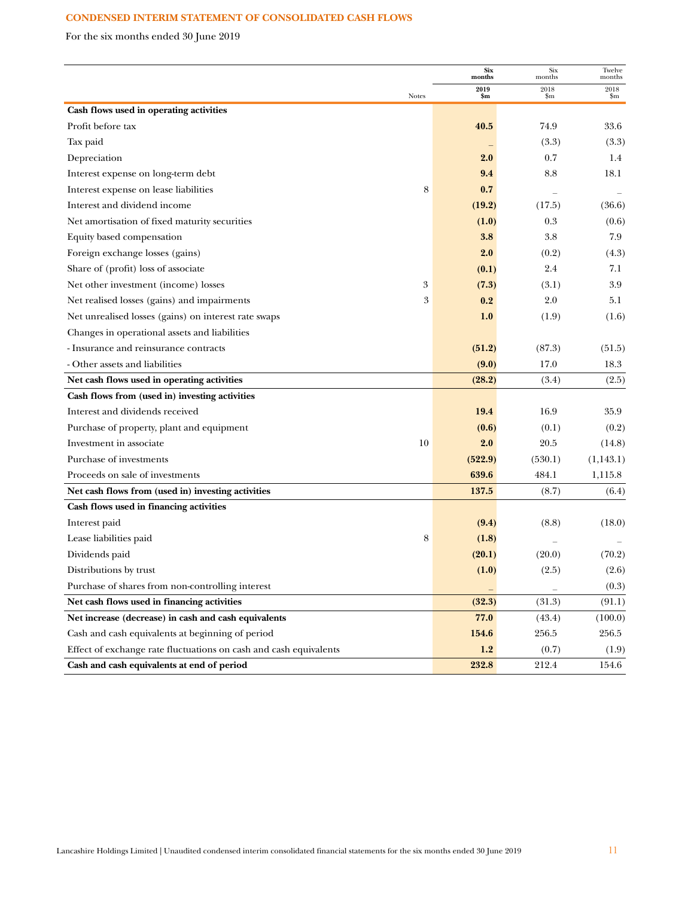## CONDENSED INTERIM STATEMENT OF CONSOLIDATED CASH FLOWS

For the six months ended 30 June 2019

| | Notes | Six months 2019 $m | Six months 2018 $m | Twelve months 2018 $m |
|---|---|---|---|---|
| **Cash flows used in operating activities** | | | | |
| Profit before tax | | **40.5** | 74.9 | 33.6 |
| Tax paid | | **–** | (3.3) | (3.3) |
| Depreciation | | **2.0** | 0.7 | 1.4 |
| Interest expense on long-term debt | | **9.4** | 8.8 | 18.1 |
| Interest expense on lease liabilities | 8 | **0.7** | – | – |
| Interest and dividend income | | **(19.2)** | (17.5) | (36.6) |
| Net amortisation of fixed maturity securities | | **(1.0)** | 0.3 | (0.6) |
| Equity based compensation | | **3.8** | 3.8 | 7.9 |
| Foreign exchange losses (gains) | | **2.0** | (0.2) | (4.3) |
| Share of (profit) loss of associate | | **(0.1)** | 2.4 | 7.1 |
| Net other investment (income) losses | 3 | **(7.3)** | (3.1) | 3.9 |
| Net realised losses (gains) and impairments | 3 | **0.2** | 2.0 | 5.1 |
| Net unrealised losses (gains) on interest rate swaps | | **1.0** | (1.9) | (1.6) |
| Changes in operational assets and liabilities | | | | |
| - Insurance and reinsurance contracts | | **(51.2)** | (87.3) | (51.5) |
| - Other assets and liabilities | | **(9.0)** | 17.0 | 18.3 |
| **Net cash flows used in operating activities** | | **(28.2)** | (3.4) | (2.5) |
| **Cash flows from (used in) investing activities** | | | | |
| Interest and dividends received | | **19.4** | 16.9 | 35.9 |
| Purchase of property, plant and equipment | | **(0.6)** | (0.1) | (0.2) |
| Investment in associate | 10 | **2.0** | 20.5 | (14.8) |
| Purchase of investments | | **(522.9)** | (530.1) | (1,143.1) |
| Proceeds on sale of investments | | **639.6** | 484.1 | 1,115.8 |
| **Net cash flows from (used in) investing activities** | | **137.5** | (8.7) | (6.4) |
| **Cash flows used in financing activities** | | | | |
| Interest paid | | **(9.4)** | (8.8) | (18.0) |
| Lease liabilities paid | 8 | **(1.8)** | – | – |
| Dividends paid | | **(20.1)** | (20.0) | (70.2) |
| Distributions by trust | | **(1.0)** | (2.5) | (2.6) |
| Purchase of shares from non-controlling interest | | **–** | – | (0.3) |
| **Net cash flows used in financing activities** | | **(32.3)** | (31.3) | (91.1) |
| **Net increase (decrease) in cash and cash equivalents** | | **77.0** | (43.4) | (100.0) |
| Cash and cash equivalents at beginning of period | | **154.6** | 256.5 | 256.5 |
| Effect of exchange rate fluctuations on cash and cash equivalents | | **1.2** | (0.7) | (1.9) |
| **Cash and cash equivalents at end of period** | | **232.8** | 212.4 | 154.6 |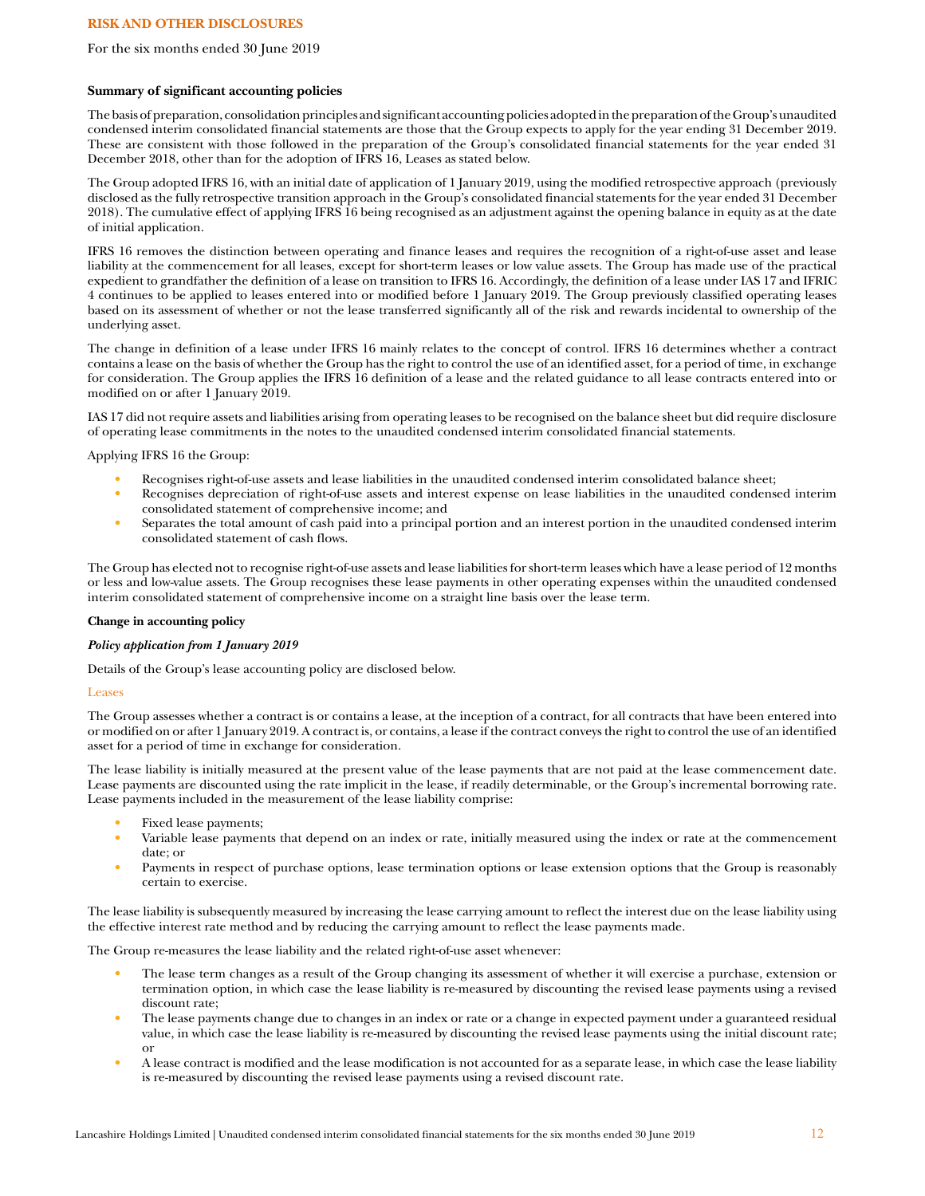## RISK AND OTHER DISCLOSURES

For the six months ended 30 June 2019

**Summary of significant accounting policies**

The basis of preparation, consolidation principles and significant accounting policies adopted in the preparation of the Group's unaudited condensed interim consolidated financial statements are those that the Group expects to apply for the year ending 31 December 2019. These are consistent with those followed in the preparation of the Group's consolidated financial statements for the year ended 31 December 2018, other than for the adoption of IFRS 16, Leases as stated below.

The Group adopted IFRS 16, with an initial date of application of 1 January 2019, using the modified retrospective approach (previously disclosed as the fully retrospective transition approach in the Group's consolidated financial statements for the year ended 31 December 2018). The cumulative effect of applying IFRS 16 being recognised as an adjustment against the opening balance in equity as at the date of initial application.

IFRS 16 removes the distinction between operating and finance leases and requires the recognition of a right-of-use asset and lease liability at the commencement for all leases, except for short-term leases or low value assets. The Group has made use of the practical expedient to grandfather the definition of a lease on transition to IFRS 16. Accordingly, the definition of a lease under IAS 17 and IFRIC 4 continues to be applied to leases entered into or modified before 1 January 2019. The Group previously classified operating leases based on its assessment of whether or not the lease transferred significantly all of the risk and rewards incidental to ownership of the underlying asset.

The change in definition of a lease under IFRS 16 mainly relates to the concept of control. IFRS 16 determines whether a contract contains a lease on the basis of whether the Group has the right to control the use of an identified asset, for a period of time, in exchange for consideration. The Group applies the IFRS 16 definition of a lease and the related guidance to all lease contracts entered into or modified on or after 1 January 2019.

IAS 17 did not require assets and liabilities arising from operating leases to be recognised on the balance sheet but did require disclosure of operating lease commitments in the notes to the unaudited condensed interim consolidated financial statements.

Applying IFRS 16 the Group:

- Recognises right-of-use assets and lease liabilities in the unaudited condensed interim consolidated balance sheet;
- Recognises depreciation of right-of-use assets and interest expense on lease liabilities in the unaudited condensed interim consolidated statement of comprehensive income; and
- Separates the total amount of cash paid into a principal portion and an interest portion in the unaudited condensed interim consolidated statement of cash flows.

The Group has elected not to recognise right-of-use assets and lease liabilities for short-term leases which have a lease period of 12 months or less and low-value assets. The Group recognises these lease payments in other operating expenses within the unaudited condensed interim consolidated statement of comprehensive income on a straight line basis over the lease term.

**Change in accounting policy**

***Policy application from 1 January 2019***

Details of the Group's lease accounting policy are disclosed below.

Leases

The Group assesses whether a contract is or contains a lease, at the inception of a contract, for all contracts that have been entered into or modified on or after 1 January 2019. A contract is, or contains, a lease if the contract conveys the right to control the use of an identified asset for a period of time in exchange for consideration.

The lease liability is initially measured at the present value of the lease payments that are not paid at the lease commencement date. Lease payments are discounted using the rate implicit in the lease, if readily determinable, or the Group's incremental borrowing rate. Lease payments included in the measurement of the lease liability comprise:

- Fixed lease payments;
- Variable lease payments that depend on an index or rate, initially measured using the index or rate at the commencement date; or
- Payments in respect of purchase options, lease termination options or lease extension options that the Group is reasonably certain to exercise.

The lease liability is subsequently measured by increasing the lease carrying amount to reflect the interest due on the lease liability using the effective interest rate method and by reducing the carrying amount to reflect the lease payments made.

The Group re-measures the lease liability and the related right-of-use asset whenever:

- The lease term changes as a result of the Group changing its assessment of whether it will exercise a purchase, extension or termination option, in which case the lease liability is re-measured by discounting the revised lease payments using a revised discount rate;
- The lease payments change due to changes in an index or rate or a change in expected payment under a guaranteed residual value, in which case the lease liability is re-measured by discounting the revised lease payments using the initial discount rate; or
- A lease contract is modified and the lease modification is not accounted for as a separate lease, in which case the lease liability is re-measured by discounting the revised lease payments using a revised discount rate.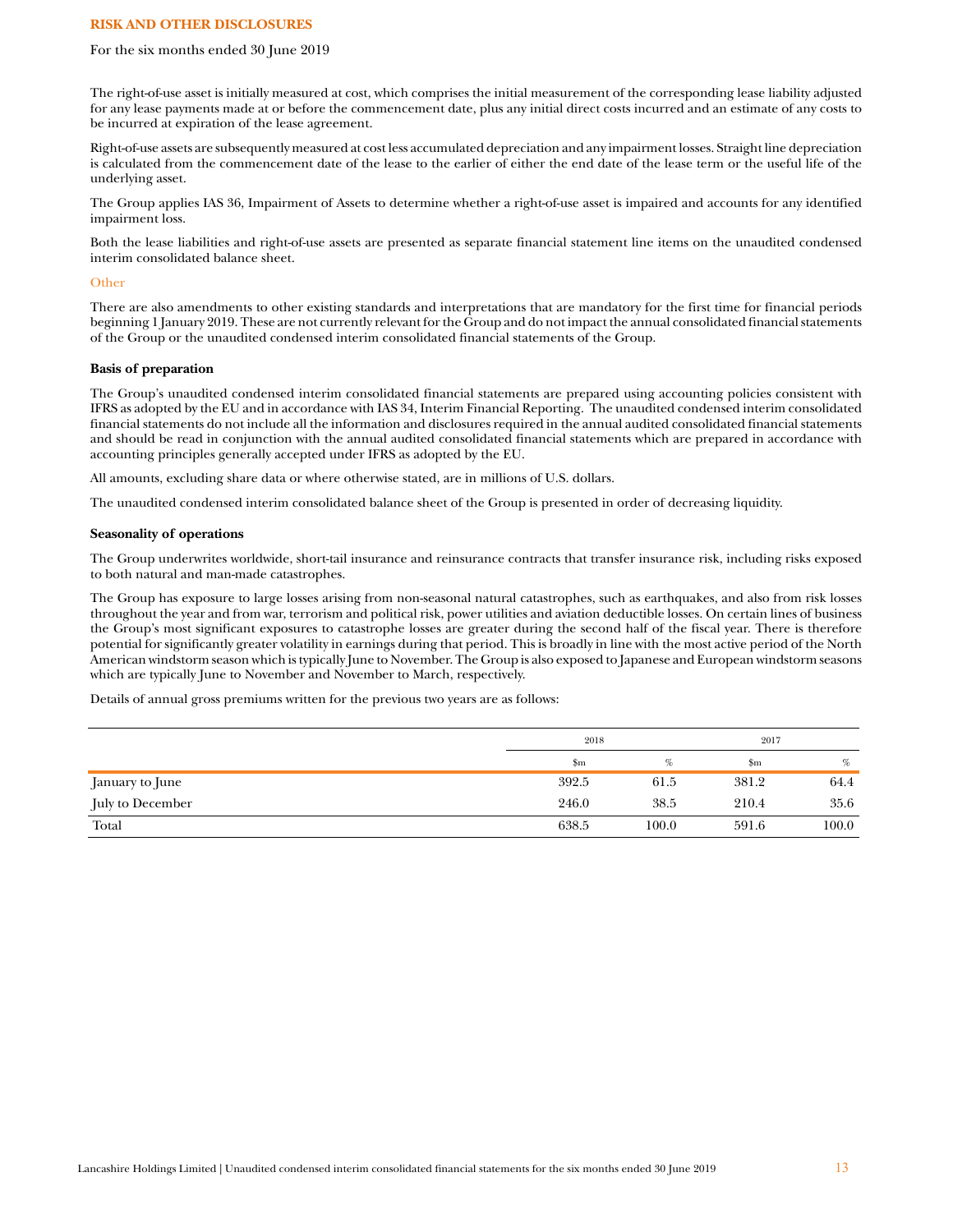The right-of-use asset is initially measured at cost, which comprises the initial measurement of the corresponding lease liability adjusted for any lease payments made at or before the commencement date, plus any initial direct costs incurred and an estimate of any costs to be incurred at expiration of the lease agreement.

Right-of-use assets are subsequently measured at cost less accumulated depreciation and any impairment losses. Straight line depreciation is calculated from the commencement date of the lease to the earlier of either the end date of the lease term or the useful life of the underlying asset.

The Group applies IAS 36, Impairment of Assets to determine whether a right-of-use asset is impaired and accounts for any identified impairment loss.

Both the lease liabilities and right-of-use assets are presented as separate financial statement line items on the unaudited condensed interim consolidated balance sheet.

### Other

There are also amendments to other existing standards and interpretations that are mandatory for the first time for financial periods beginning 1 January 2019. These are not currently relevant for the Group and do not impact the annual consolidated financial statements of the Group or the unaudited condensed interim consolidated financial statements of the Group.

## Basis of preparation

The Group's unaudited condensed interim consolidated financial statements are prepared using accounting policies consistent with IFRS as adopted by the EU and in accordance with IAS 34, Interim Financial Reporting. The unaudited condensed interim consolidated financial statements do not include all the information and disclosures required in the annual audited consolidated financial statements and should be read in conjunction with the annual audited consolidated financial statements which are prepared in accordance with accounting principles generally accepted under IFRS as adopted by the EU.

All amounts, excluding share data or where otherwise stated, are in millions of U.S. dollars.

The unaudited condensed interim consolidated balance sheet of the Group is presented in order of decreasing liquidity.

## Seasonality of operations

The Group underwrites worldwide, short-tail insurance and reinsurance contracts that transfer insurance risk, including risks exposed to both natural and man-made catastrophes.

The Group has exposure to large losses arising from non-seasonal natural catastrophes, such as earthquakes, and also from risk losses throughout the year and from war, terrorism and political risk, power utilities and aviation deductible losses. On certain lines of business the Group's most significant exposures to catastrophe losses are greater during the second half of the fiscal year. There is therefore potential for significantly greater volatility in earnings during that period. This is broadly in line with the most active period of the North American windstorm season which is typically June to November. The Group is also exposed to Japanese and European windstorm seasons which are typically June to November and November to March, respectively.

Details of annual gross premiums written for the previous two years are as follows:

| | 2018 | | 2017 | |
|---|---|---|---|---|
| | $m | % | $m | % |
| January to June | 392.5 | 61.5 | 381.2 | 64.4 |
| July to December | 246.0 | 38.5 | 210.4 | 35.6 |
| Total | 638.5 | 100.0 | 591.6 | 100.0 |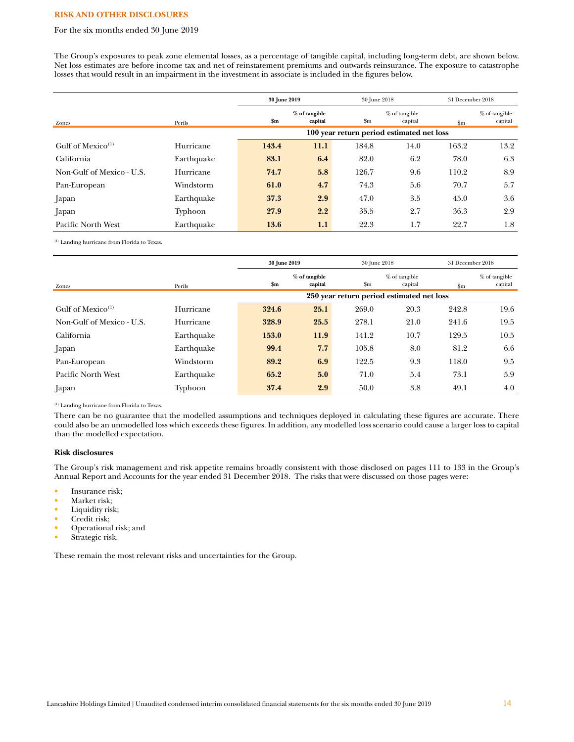## RISK AND OTHER DISCLOSURES

For the six months ended 30 June 2019

The Group's exposures to peak zone elemental losses, as a percentage of tangible capital, including long-term debt, are shown below. Net loss estimates are before income tax and net of reinstatement premiums and outwards reinsurance. The exposure to catastrophe losses that would result in an impairment in the investment in associate is included in the figures below.

| | | **30 June 2019** | | 30 June 2018 | | 31 December 2018 | |
|---|---|---|---|---|---|---|---|
| Zones | Perils | **$m** | **% of tangible capital** | $m | % of tangible capital | $m | % of tangible capital |
| | | **100 year return period estimated net loss** | | | | | |
| Gulf of Mexico[(1)] | Hurricane | **143.4** | **11.1** | 184.8 | 14.0 | 163.2 | 13.2 |
| California | Earthquake | **83.1** | **6.4** | 82.0 | 6.2 | 78.0 | 6.3 |
| Non-Gulf of Mexico - U.S. | Hurricane | **74.7** | **5.8** | 126.7 | 9.6 | 110.2 | 8.9 |
| Pan-European | Windstorm | **61.0** | **4.7** | 74.3 | 5.6 | 70.7 | 5.7 |
| Japan | Earthquake | **37.3** | **2.9** | 47.0 | 3.5 | 45.0 | 3.6 |
| Japan | Typhoon | **27.9** | **2.2** | 35.5 | 2.7 | 36.3 | 2.9 |
| Pacific North West | Earthquake | **13.6** | **1.1** | 22.3 | 1.7 | 22.7 | 1.8 |

(1) Landing hurricane from Florida to Texas.

| | | **30 June 2019** | | 30 June 2018 | | 31 December 2018 | |
|---|---|---|---|---|---|---|---|
| Zones | Perils | **$m** | **% of tangible capital** | $m | % of tangible capital | $m | % of tangible capital |
| | | **250 year return period estimated net loss** | | | | | |
| Gulf of Mexico[(1)] | Hurricane | **324.6** | **25.1** | 269.0 | 20.3 | 242.8 | 19.6 |
| Non-Gulf of Mexico - U.S. | Hurricane | **328.9** | **25.5** | 278.1 | 21.0 | 241.6 | 19.5 |
| California | Earthquake | **153.0** | **11.9** | 141.2 | 10.7 | 129.5 | 10.5 |
| Japan | Earthquake | **99.4** | **7.7** | 105.8 | 8.0 | 81.2 | 6.6 |
| Pan-European | Windstorm | **89.2** | **6.9** | 122.5 | 9.3 | 118.0 | 9.5 |
| Pacific North West | Earthquake | **65.2** | **5.0** | 71.0 | 5.4 | 73.1 | 5.9 |
| Japan | Typhoon | **37.4** | **2.9** | 50.0 | 3.8 | 49.1 | 4.0 |

(1) Landing hurricane from Florida to Texas.

There can be no guarantee that the modelled assumptions and techniques deployed in calculating these figures are accurate. There could also be an unmodelled loss which exceeds these figures. In addition, any modelled loss scenario could cause a larger loss to capital than the modelled expectation.

**Risk disclosures**

The Group's risk management and risk appetite remains broadly consistent with those disclosed on pages 111 to 133 in the Group's Annual Report and Accounts for the year ended 31 December 2018. The risks that were discussed on those pages were:

- Insurance risk;
- Market risk;
- Liquidity risk;
- Credit risk;
- Operational risk; and
- Strategic risk.

These remain the most relevant risks and uncertainties for the Group.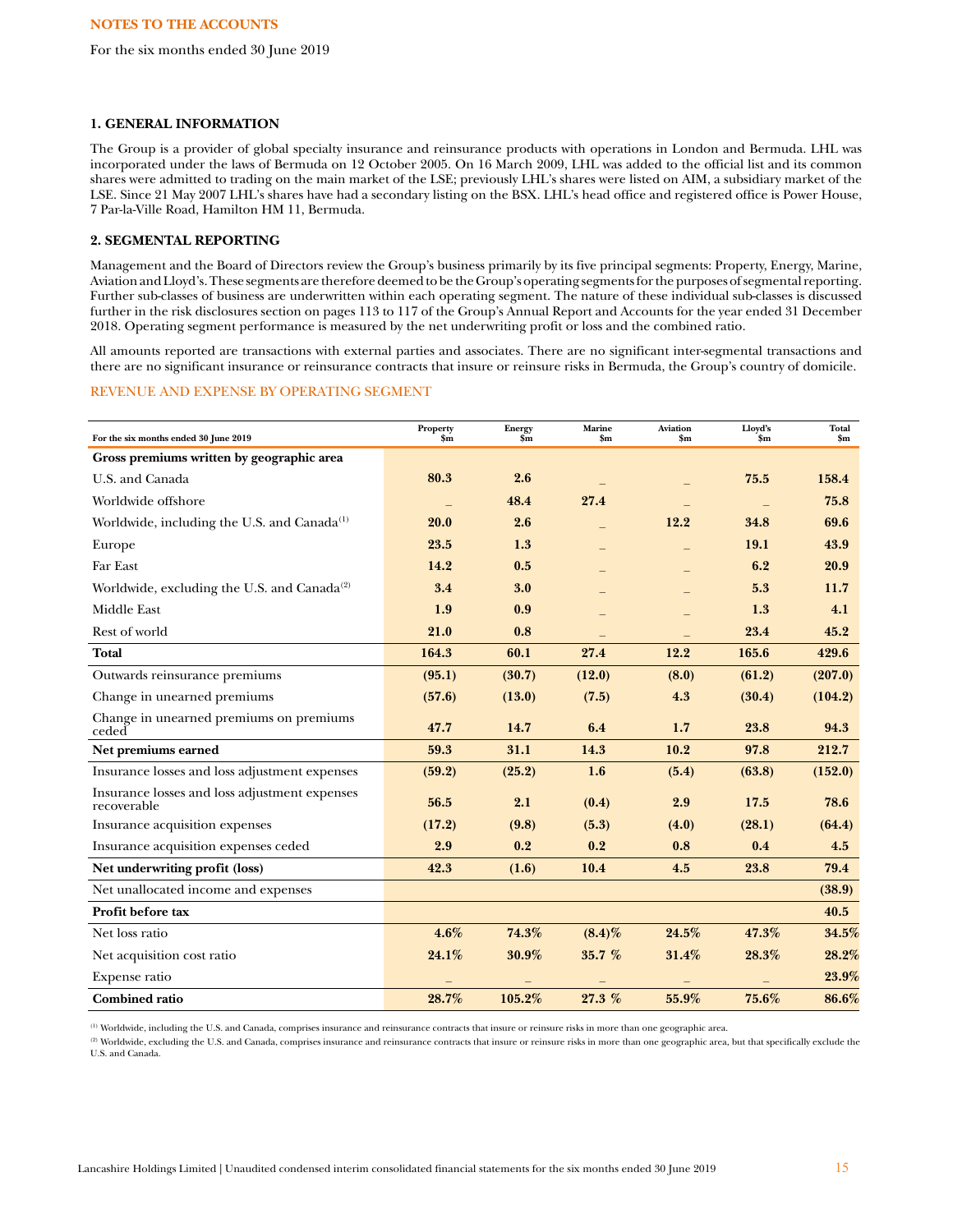**NOTES TO THE ACCOUNTS**

For the six months ended 30 June 2019

## 1. GENERAL INFORMATION

The Group is a provider of global specialty insurance and reinsurance products with operations in London and Bermuda. LHL was incorporated under the laws of Bermuda on 12 October 2005. On 16 March 2009, LHL was added to the official list and its common shares were admitted to trading on the main market of the LSE; previously LHL's shares were listed on AIM, a subsidiary market of the LSE. Since 21 May 2007 LHL's shares have had a secondary listing on the BSX. LHL's head office and registered office is Power House, 7 Par-la-Ville Road, Hamilton HM 11, Bermuda.

## 2. SEGMENTAL REPORTING

Management and the Board of Directors review the Group's business primarily by its five principal segments: Property, Energy, Marine, Aviation and Lloyd's. These segments are therefore deemed to be the Group's operating segments for the purposes of segmental reporting. Further sub-classes of business are underwritten within each operating segment. The nature of these individual sub-classes is discussed further in the risk disclosures section on pages 113 to 117 of the Group's Annual Report and Accounts for the year ended 31 December 2018. Operating segment performance is measured by the net underwriting profit or loss and the combined ratio.

All amounts reported are transactions with external parties and associates. There are no significant inter-segmental transactions and there are no significant insurance or reinsurance contracts that insure or reinsure risks in Bermuda, the Group's country of domicile.

### REVENUE AND EXPENSE BY OPERATING SEGMENT

| For the six months ended 30 June 2019 | Property $m | Energy $m | Marine $m | Aviation $m | Lloyd's $m | Total $m |
|---|---|---|---|---|---|---|
| **Gross premiums written by geographic area** | | | | | | |
| U.S. and Canada | 80.3 | 2.6 | – | – | 75.5 | 158.4 |
| Worldwide offshore | – | 48.4 | 27.4 | – | – | 75.8 |
| Worldwide, including the U.S. and Canada[1] | 20.0 | 2.6 | – | 12.2 | 34.8 | 69.6 |
| Europe | 23.5 | 1.3 | – | – | 19.1 | 43.9 |
| Far East | 14.2 | 0.5 | – | – | 6.2 | 20.9 |
| Worldwide, excluding the U.S. and Canada[2] | 3.4 | 3.0 | – | – | 5.3 | 11.7 |
| Middle East | 1.9 | 0.9 | – | – | 1.3 | 4.1 |
| Rest of world | 21.0 | 0.8 | – | – | 23.4 | 45.2 |
| **Total** | 164.3 | 60.1 | 27.4 | 12.2 | 165.6 | 429.6 |
| Outwards reinsurance premiums | (95.1) | (30.7) | (12.0) | (8.0) | (61.2) | (207.0) |
| Change in unearned premiums | (57.6) | (13.0) | (7.5) | 4.3 | (30.4) | (104.2) |
| Change in unearned premiums on premiums ceded | 47.7 | 14.7 | 6.4 | 1.7 | 23.8 | 94.3 |
| **Net premiums earned** | 59.3 | 31.1 | 14.3 | 10.2 | 97.8 | 212.7 |
| Insurance losses and loss adjustment expenses | (59.2) | (25.2) | 1.6 | (5.4) | (63.8) | (152.0) |
| Insurance losses and loss adjustment expenses recoverable | 56.5 | 2.1 | (0.4) | 2.9 | 17.5 | 78.6 |
| Insurance acquisition expenses | (17.2) | (9.8) | (5.3) | (4.0) | (28.1) | (64.4) |
| Insurance acquisition expenses ceded | 2.9 | 0.2 | 0.2 | 0.8 | 0.4 | 4.5 |
| **Net underwriting profit (loss)** | 42.3 | (1.6) | 10.4 | 4.5 | 23.8 | 79.4 |
| Net unallocated income and expenses | | | | | | (38.9) |
| **Profit before tax** | | | | | | 40.5 |
| Net loss ratio | 4.6% | 74.3% | (8.4)% | 24.5% | 47.3% | 34.5% |
| Net acquisition cost ratio | 24.1% | 30.9% | 35.7 % | 31.4% | 28.3% | 28.2% |
| Expense ratio | – | – | – | – | – | 23.9% |
| **Combined ratio** | 28.7% | 105.2% | 27.3 % | 55.9% | 75.6% | 86.6% |

[1] Worldwide, including the U.S. and Canada, comprises insurance and reinsurance contracts that insure or reinsure risks in more than one geographic area.

[2] Worldwide, excluding the U.S. and Canada, comprises insurance and reinsurance contracts that insure or reinsure risks in more than one geographic area, but that specifically exclude the U.S. and Canada.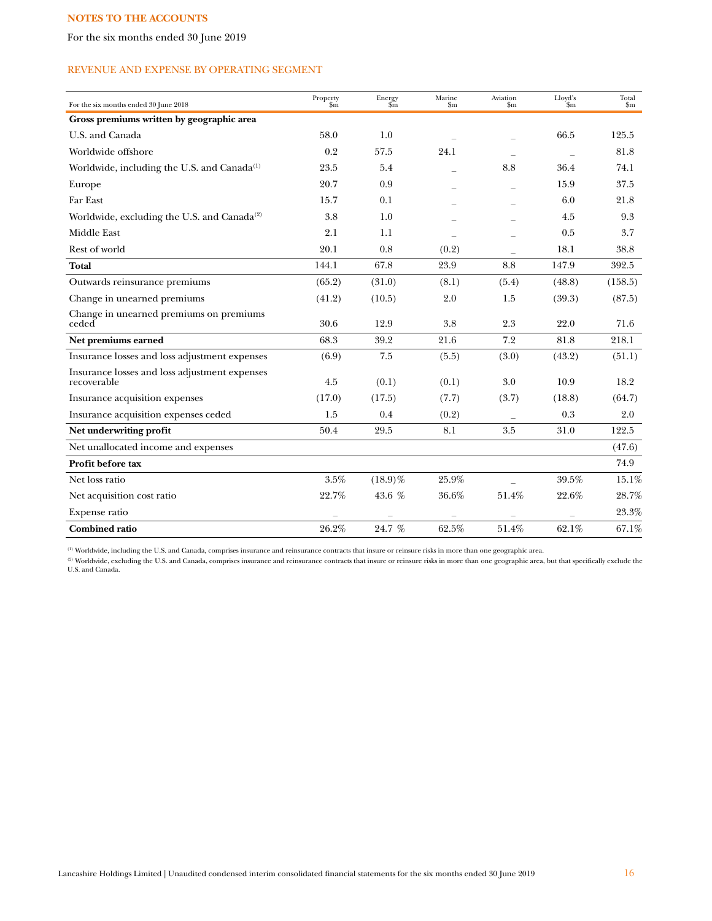**NOTES TO THE ACCOUNTS**

For the six months ended 30 June 2019

## REVENUE AND EXPENSE BY OPERATING SEGMENT

| For the six months ended 30 June 2018 | Property $m | Energy $m | Marine $m | Aviation $m | Lloyd's $m | Total $m |
|---|---|---|---|---|---|---|
| **Gross premiums written by geographic area** | | | | | | |
| U.S. and Canada | 58.0 | 1.0 | – | – | 66.5 | 125.5 |
| Worldwide offshore | 0.2 | 57.5 | 24.1 | – | – | 81.8 |
| Worldwide, including the U.S. and Canada[1] | 23.5 | 5.4 | – | 8.8 | 36.4 | 74.1 |
| Europe | 20.7 | 0.9 | – | – | 15.9 | 37.5 |
| Far East | 15.7 | 0.1 | – | – | 6.0 | 21.8 |
| Worldwide, excluding the U.S. and Canada[2] | 3.8 | 1.0 | – | – | 4.5 | 9.3 |
| Middle East | 2.1 | 1.1 | – | – | 0.5 | 3.7 |
| Rest of world | 20.1 | 0.8 | (0.2) | – | 18.1 | 38.8 |
| **Total** | 144.1 | 67.8 | 23.9 | 8.8 | 147.9 | 392.5 |
| Outwards reinsurance premiums | (65.2) | (31.0) | (8.1) | (5.4) | (48.8) | (158.5) |
| Change in unearned premiums | (41.2) | (10.5) | 2.0 | 1.5 | (39.3) | (87.5) |
| Change in unearned premiums on premiums ceded | 30.6 | 12.9 | 3.8 | 2.3 | 22.0 | 71.6 |
| **Net premiums earned** | 68.3 | 39.2 | 21.6 | 7.2 | 81.8 | 218.1 |
| Insurance losses and loss adjustment expenses | (6.9) | 7.5 | (5.5) | (3.0) | (43.2) | (51.1) |
| Insurance losses and loss adjustment expenses recoverable | 4.5 | (0.1) | (0.1) | 3.0 | 10.9 | 18.2 |
| Insurance acquisition expenses | (17.0) | (17.5) | (7.7) | (3.7) | (18.8) | (64.7) |
| Insurance acquisition expenses ceded | 1.5 | 0.4 | (0.2) | – | 0.3 | 2.0 |
| **Net underwriting profit** | 50.4 | 29.5 | 8.1 | 3.5 | 31.0 | 122.5 |
| Net unallocated income and expenses | | | | | | (47.6) |
| **Profit before tax** | | | | | | 74.9 |
| Net loss ratio | 3.5% | (18.9)% | 25.9% | – | 39.5% | 15.1% |
| Net acquisition cost ratio | 22.7% | 43.6 % | 36.6% | 51.4% | 22.6% | 28.7% |
| Expense ratio | – | – | – | – | – | 23.3% |
| **Combined ratio** | 26.2% | 24.7 % | 62.5% | 51.4% | 62.1% | 67.1% |

[1] Worldwide, including the U.S. and Canada, comprises insurance and reinsurance contracts that insure or reinsure risks in more than one geographic area.

[2] Worldwide, excluding the U.S. and Canada, comprises insurance and reinsurance contracts that insure or reinsure risks in more than one geographic area, but that specifically exclude the U.S. and Canada.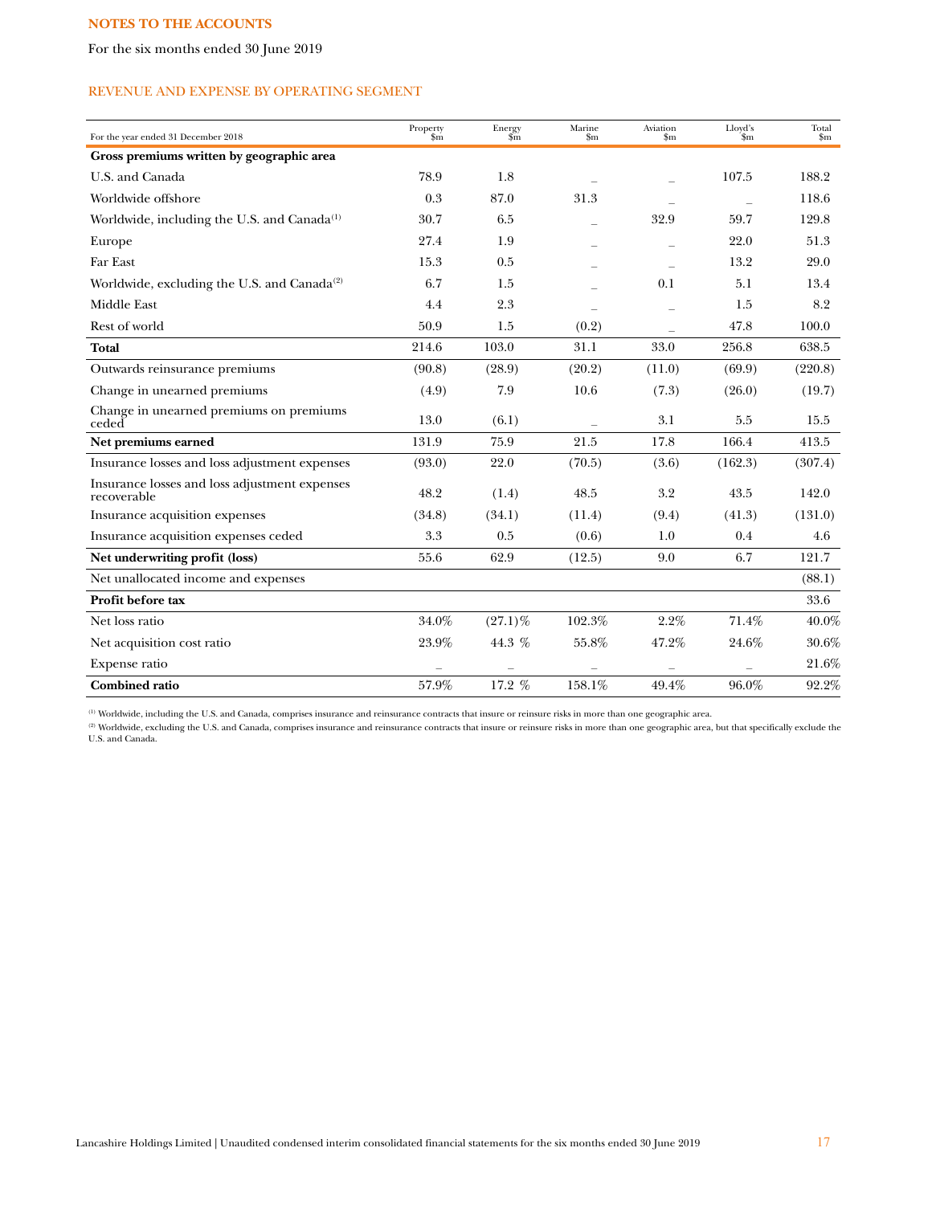**NOTES TO THE ACCOUNTS**

For the six months ended 30 June 2019

## REVENUE AND EXPENSE BY OPERATING SEGMENT

| For the year ended 31 December 2018 | Property $m | Energy $m | Marine $m | Aviation $m | Lloyd's $m | Total $m |
|---|---|---|---|---|---|---|
| **Gross premiums written by geographic area** | | | | | | |
| U.S. and Canada | 78.9 | 1.8 | – | – | 107.5 | 188.2 |
| Worldwide offshore | 0.3 | 87.0 | 31.3 | – | – | 118.6 |
| Worldwide, including the U.S. and Canada[(1)] | 30.7 | 6.5 | – | 32.9 | 59.7 | 129.8 |
| Europe | 27.4 | 1.9 | – | – | 22.0 | 51.3 |
| Far East | 15.3 | 0.5 | – | – | 13.2 | 29.0 |
| Worldwide, excluding the U.S. and Canada[(2)] | 6.7 | 1.5 | – | 0.1 | 5.1 | 13.4 |
| Middle East | 4.4 | 2.3 | – | – | 1.5 | 8.2 |
| Rest of world | 50.9 | 1.5 | (0.2) | – | 47.8 | 100.0 |
| **Total** | 214.6 | 103.0 | 31.1 | 33.0 | 256.8 | 638.5 |
| Outwards reinsurance premiums | (90.8) | (28.9) | (20.2) | (11.0) | (69.9) | (220.8) |
| Change in unearned premiums | (4.9) | 7.9 | 10.6 | (7.3) | (26.0) | (19.7) |
| Change in unearned premiums on premiums ceded | 13.0 | (6.1) | – | 3.1 | 5.5 | 15.5 |
| **Net premiums earned** | 131.9 | 75.9 | 21.5 | 17.8 | 166.4 | 413.5 |
| Insurance losses and loss adjustment expenses | (93.0) | 22.0 | (70.5) | (3.6) | (162.3) | (307.4) |
| Insurance losses and loss adjustment expenses recoverable | 48.2 | (1.4) | 48.5 | 3.2 | 43.5 | 142.0 |
| Insurance acquisition expenses | (34.8) | (34.1) | (11.4) | (9.4) | (41.3) | (131.0) |
| Insurance acquisition expenses ceded | 3.3 | 0.5 | (0.6) | 1.0 | 0.4 | 4.6 |
| **Net underwriting profit (loss)** | 55.6 | 62.9 | (12.5) | 9.0 | 6.7 | 121.7 |
| Net unallocated income and expenses | | | | | | (88.1) |
| **Profit before tax** | | | | | | 33.6 |
| Net loss ratio | 34.0% | (27.1)% | 102.3% | 2.2% | 71.4% | 40.0% |
| Net acquisition cost ratio | 23.9% | 44.3 % | 55.8% | 47.2% | 24.6% | 30.6% |
| Expense ratio | – | – | – | – | – | 21.6% |
| **Combined ratio** | 57.9% | 17.2 % | 158.1% | 49.4% | 96.0% | 92.2% |

(1) Worldwide, including the U.S. and Canada, comprises insurance and reinsurance contracts that insure or reinsure risks in more than one geographic area.

(2) Worldwide, excluding the U.S. and Canada, comprises insurance and reinsurance contracts that insure or reinsure risks in more than one geographic area, but that specifically exclude the U.S. and Canada.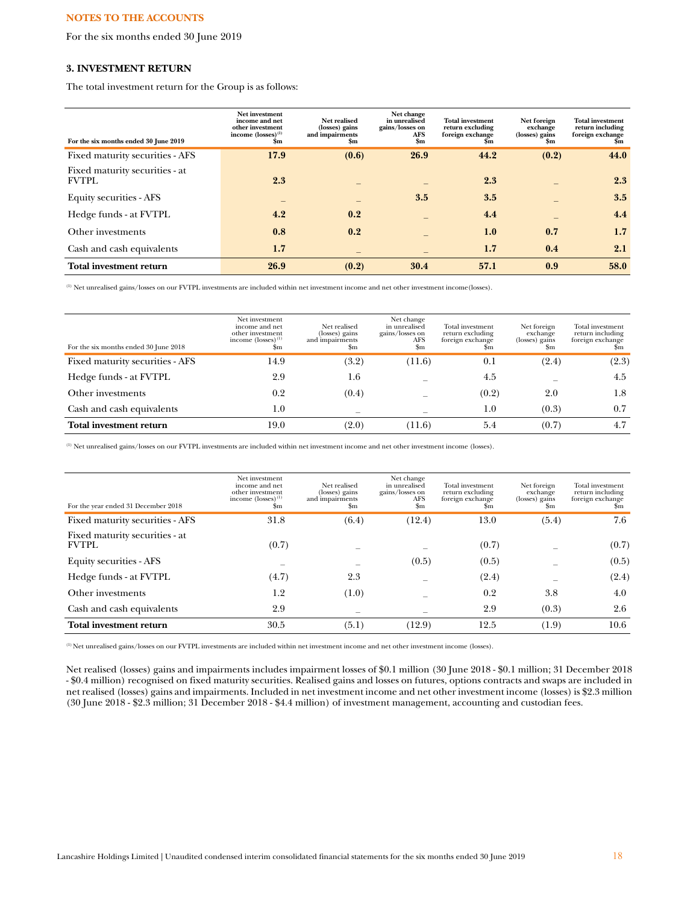**NOTES TO THE ACCOUNTS**

For the six months ended 30 June 2019

### 3. INVESTMENT RETURN

The total investment return for the Group is as follows:

| For the six months ended 30 June 2019 | Net investment income and net other investment income (losses)[1] $m | Net realised (losses) gains and impairments $m | Net change in unrealised gains/losses on AFS $m | Total investment return excluding foreign exchange $m | Net foreign exchange (losses) gains $m | Total investment return including foreign exchange $m |
|---|---|---|---|---|---|---|
| Fixed maturity securities - AFS | **17.9** | **(0.6)** | **26.9** | **44.2** | **(0.2)** | **44.0** |
| Fixed maturity securities - at FVTPL | **2.3** | – | – | **2.3** | – | **2.3** |
| Equity securities - AFS | – | – | **3.5** | **3.5** | – | **3.5** |
| Hedge funds - at FVTPL | **4.2** | **0.2** | – | **4.4** | – | **4.4** |
| Other investments | **0.8** | **0.2** | – | **1.0** | **0.7** | **1.7** |
| Cash and cash equivalents | **1.7** | – | – | **1.7** | **0.4** | **2.1** |
| **Total investment return** | **26.9** | **(0.2)** | **30.4** | **57.1** | **0.9** | **58.0** |

[1] Net unrealised gains/losses on our FVTPL investments are included within net investment income and net other investment income(losses).

| For the six months ended 30 June 2018 | Net investment income and net other investment income (losses)[1] $m | Net realised (losses) gains and impairments $m | Net change in unrealised gains/losses on AFS $m | Total investment return excluding foreign exchange $m | Net foreign exchange (losses) gains $m | Total investment return including foreign exchange $m |
|---|---|---|---|---|---|---|
| Fixed maturity securities - AFS | 14.9 | (3.2) | (11.6) | 0.1 | (2.4) | (2.3) |
| Hedge funds - at FVTPL | 2.9 | 1.6 | – | 4.5 | – | 4.5 |
| Other investments | 0.2 | (0.4) | – | (0.2) | 2.0 | 1.8 |
| Cash and cash equivalents | 1.0 | – | – | 1.0 | (0.3) | 0.7 |
| **Total investment return** | 19.0 | (2.0) | (11.6) | 5.4 | (0.7) | 4.7 |

[1] Net unrealised gains/losses on our FVTPL investments are included within net investment income and net other investment income (losses).

| For the year ended 31 December 2018 | Net investment income and net other investment income (losses)[1] $m | Net realised (losses) gains and impairments $m | Net change in unrealised gains/losses on AFS $m | Total investment return excluding foreign exchange $m | Net foreign exchange (losses) gains $m | Total investment return including foreign exchange $m |
|---|---|---|---|---|---|---|
| Fixed maturity securities - AFS | 31.8 | (6.4) | (12.4) | 13.0 | (5.4) | 7.6 |
| Fixed maturity securities - at FVTPL | (0.7) | – | – | (0.7) | – | (0.7) |
| Equity securities - AFS | – | – | (0.5) | (0.5) | – | (0.5) |
| Hedge funds - at FVTPL | (4.7) | 2.3 | – | (2.4) | – | (2.4) |
| Other investments | 1.2 | (1.0) | – | 0.2 | 3.8 | 4.0 |
| Cash and cash equivalents | 2.9 | – | – | 2.9 | (0.3) | 2.6 |
| **Total investment return** | 30.5 | (5.1) | (12.9) | 12.5 | (1.9) | 10.6 |

[1] Net unrealised gains/losses on our FVTPL investments are included within net investment income and net other investment income (losses).

Net realised (losses) gains and impairments includes impairment losses of $0.1 million (30 June 2018 - $0.1 million; 31 December 2018 - $0.4 million) recognised on fixed maturity securities. Realised gains and losses on futures, options contracts and swaps are included in net realised (losses) gains and impairments. Included in net investment income and net other investment income (losses) is $2.3 million (30 June 2018 - $2.3 million; 31 December 2018 - $4.4 million) of investment management, accounting and custodian fees.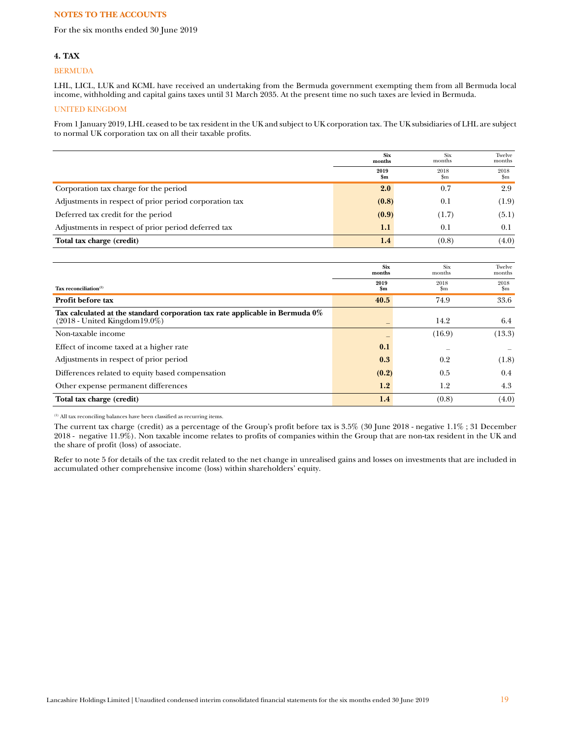**NOTES TO THE ACCOUNTS**

For the six months ended 30 June 2019

### 4. TAX

#### BERMUDA

LHL, LICL, LUK and KCML have received an undertaking from the Bermuda government exempting them from all Bermuda local income, withholding and capital gains taxes until 31 March 2035. At the present time no such taxes are levied in Bermuda.

#### UNITED KINGDOM

From 1 January 2019, LHL ceased to be tax resident in the UK and subject to UK corporation tax. The UK subsidiaries of LHL are subject to normal UK corporation tax on all their taxable profits.

| | **Six months** | Six months | Twelve months |
|---|---|---|---|
| | **2019 $m** | 2018 $m | 2018 $m |
| Corporation tax charge for the period | **2.0** | 0.7 | 2.9 |
| Adjustments in respect of prior period corporation tax | **(0.8)** | 0.1 | (1.9) |
| Deferred tax credit for the period | **(0.9)** | (1.7) | (5.1) |
| Adjustments in respect of prior period deferred tax | **1.1** | 0.1 | 0.1 |
| **Total tax charge (credit)** | **1.4** | (0.8) | (4.0) |

| **Tax reconciliation**[1] | **Six months 2019 $m** | Six months 2018 $m | Twelve months 2018 $m |
|---|---|---|---|
| **Profit before tax** | **40.5** | 74.9 | 33.6 |
| **Tax calculated at the standard corporation tax rate applicable in Bermuda 0%** (2018 - United Kingdom19.0%) | – | 14.2 | 6.4 |
| Non-taxable income | – | (16.9) | (13.3) |
| Effect of income taxed at a higher rate | **0.1** | – | – |
| Adjustments in respect of prior period | **0.3** | 0.2 | (1.8) |
| Differences related to equity based compensation | **(0.2)** | 0.5 | 0.4 |
| Other expense permanent differences | **1.2** | 1.2 | 4.3 |
| **Total tax charge (credit)** | **1.4** | (0.8) | (4.0) |

[1] All tax reconciling balances have been classified as recurring items.

The current tax charge (credit) as a percentage of the Group's profit before tax is 3.5% (30 June 2018 - negative 1.1% ; 31 December 2018 - negative 11.9%). Non taxable income relates to profits of companies within the Group that are non-tax resident in the UK and the share of profit (loss) of associate.

Refer to note 5 for details of the tax credit related to the net change in unrealised gains and losses on investments that are included in accumulated other comprehensive income (loss) within shareholders' equity.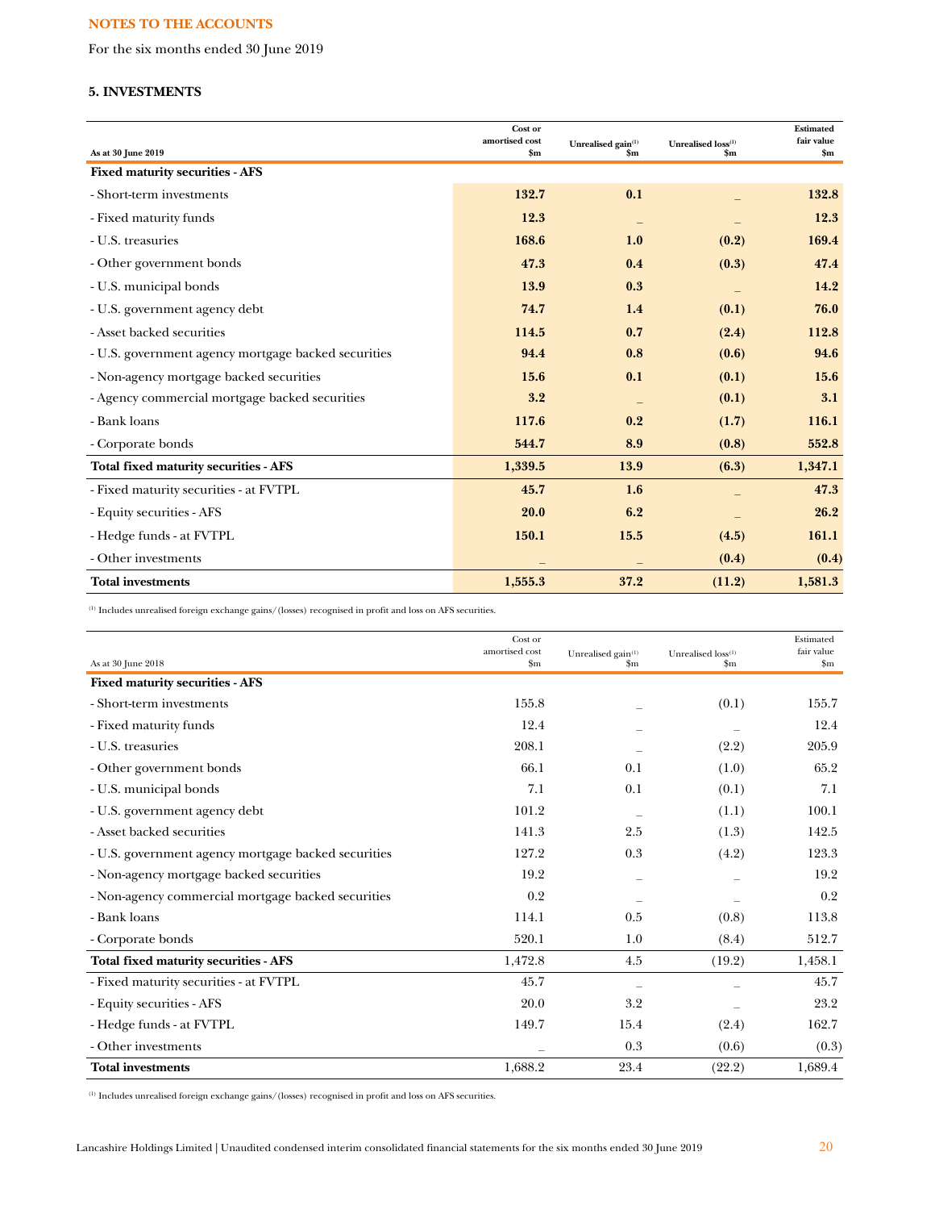**NOTES TO THE ACCOUNTS**

For the six months ended 30 June 2019

### 5. INVESTMENTS

| As at 30 June 2019 | Cost or amortised cost $m | Unrealised gain[(1)] $m | Unrealised loss[(1)] $m | Estimated fair value $m |
|---|---|---|---|---|
| **Fixed maturity securities - AFS** | | | | |
| - Short-term investments | **132.7** | **0.1** | _ | **132.8** |
| - Fixed maturity funds | **12.3** | _ | _ | **12.3** |
| - U.S. treasuries | **168.6** | **1.0** | **(0.2)** | **169.4** |
| - Other government bonds | **47.3** | **0.4** | **(0.3)** | **47.4** |
| - U.S. municipal bonds | **13.9** | **0.3** | _ | **14.2** |
| - U.S. government agency debt | **74.7** | **1.4** | **(0.1)** | **76.0** |
| - Asset backed securities | **114.5** | **0.7** | **(2.4)** | **112.8** |
| - U.S. government agency mortgage backed securities | **94.4** | **0.8** | **(0.6)** | **94.6** |
| - Non-agency mortgage backed securities | **15.6** | **0.1** | **(0.1)** | **15.6** |
| - Agency commercial mortgage backed securities | **3.2** | _ | **(0.1)** | **3.1** |
| - Bank loans | **117.6** | **0.2** | **(1.7)** | **116.1** |
| - Corporate bonds | **544.7** | **8.9** | **(0.8)** | **552.8** |
| **Total fixed maturity securities - AFS** | **1,339.5** | **13.9** | **(6.3)** | **1,347.1** |
| - Fixed maturity securities - at FVTPL | **45.7** | **1.6** | _ | **47.3** |
| - Equity securities - AFS | **20.0** | **6.2** | _ | **26.2** |
| - Hedge funds - at FVTPL | **150.1** | **15.5** | **(4.5)** | **161.1** |
| - Other investments | _ | _ | **(0.4)** | **(0.4)** |
| **Total investments** | **1,555.3** | **37.2** | **(11.2)** | **1,581.3** |

(1) Includes unrealised foreign exchange gains/(losses) recognised in profit and loss on AFS securities.

| As at 30 June 2018 | Cost or amortised cost $m | Unrealised gain[(1)] $m | Unrealised loss[(1)] $m | Estimated fair value $m |
|---|---|---|---|---|
| **Fixed maturity securities - AFS** | | | | |
| - Short-term investments | 155.8 | _ | (0.1) | 155.7 |
| - Fixed maturity funds | 12.4 | _ | _ | 12.4 |
| - U.S. treasuries | 208.1 | _ | (2.2) | 205.9 |
| - Other government bonds | 66.1 | 0.1 | (1.0) | 65.2 |
| - U.S. municipal bonds | 7.1 | 0.1 | (0.1) | 7.1 |
| - U.S. government agency debt | 101.2 | _ | (1.1) | 100.1 |
| - Asset backed securities | 141.3 | 2.5 | (1.3) | 142.5 |
| - U.S. government agency mortgage backed securities | 127.2 | 0.3 | (4.2) | 123.3 |
| - Non-agency mortgage backed securities | 19.2 | _ | _ | 19.2 |
| - Non-agency commercial mortgage backed securities | 0.2 | _ | _ | 0.2 |
| - Bank loans | 114.1 | 0.5 | (0.8) | 113.8 |
| - Corporate bonds | 520.1 | 1.0 | (8.4) | 512.7 |
| **Total fixed maturity securities - AFS** | 1,472.8 | 4.5 | (19.2) | 1,458.1 |
| - Fixed maturity securities - at FVTPL | 45.7 | _ | _ | 45.7 |
| - Equity securities - AFS | 20.0 | 3.2 | _ | 23.2 |
| - Hedge funds - at FVTPL | 149.7 | 15.4 | (2.4) | 162.7 |
| - Other investments | _ | 0.3 | (0.6) | (0.3) |
| **Total investments** | 1,688.2 | 23.4 | (22.2) | 1,689.4 |

(1) Includes unrealised foreign exchange gains/(losses) recognised in profit and loss on AFS securities.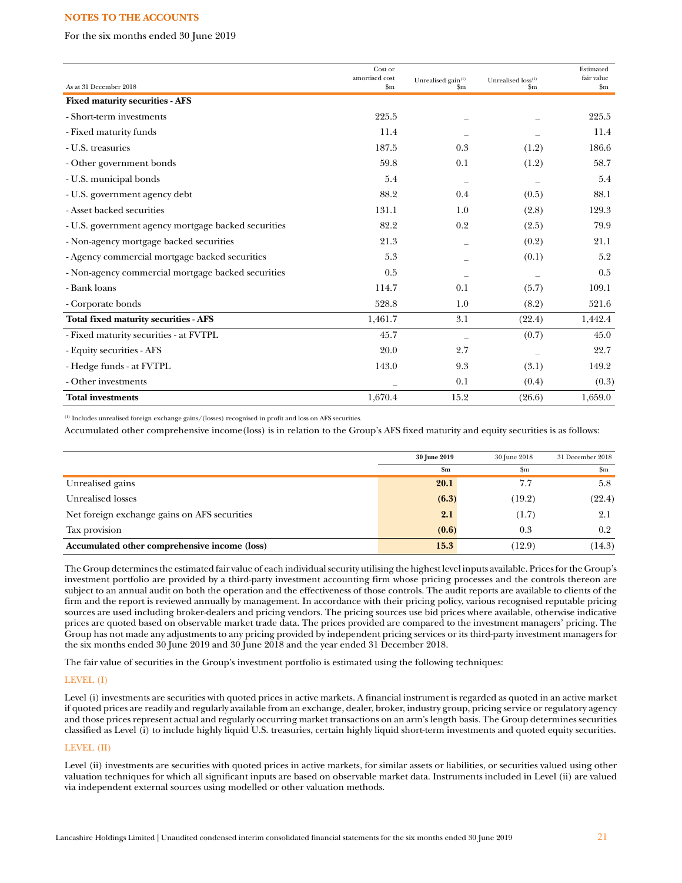**NOTES TO THE ACCOUNTS**

For the six months ended 30 June 2019

| As at 31 December 2018 | Cost or amortised cost $m | Unrealised gain[(1)] $m | Unrealised loss[(1)] $m | Estimated fair value $m |
|---|---|---|---|---|
| **Fixed maturity securities - AFS** | | | | |
| - Short-term investments | 225.5 | – | – | 225.5 |
| - Fixed maturity funds | 11.4 | – | – | 11.4 |
| - U.S. treasuries | 187.5 | 0.3 | (1.2) | 186.6 |
| - Other government bonds | 59.8 | 0.1 | (1.2) | 58.7 |
| - U.S. municipal bonds | 5.4 | – | – | 5.4 |
| - U.S. government agency debt | 88.2 | 0.4 | (0.5) | 88.1 |
| - Asset backed securities | 131.1 | 1.0 | (2.8) | 129.3 |
| - U.S. government agency mortgage backed securities | 82.2 | 0.2 | (2.5) | 79.9 |
| - Non-agency mortgage backed securities | 21.3 | – | (0.2) | 21.1 |
| - Agency commercial mortgage backed securities | 5.3 | – | (0.1) | 5.2 |
| - Non-agency commercial mortgage backed securities | 0.5 | – | – | 0.5 |
| - Bank loans | 114.7 | 0.1 | (5.7) | 109.1 |
| - Corporate bonds | 528.8 | 1.0 | (8.2) | 521.6 |
| **Total fixed maturity securities - AFS** | 1,461.7 | 3.1 | (22.4) | 1,442.4 |
| - Fixed maturity securities - at FVTPL | 45.7 | – | (0.7) | 45.0 |
| - Equity securities - AFS | 20.0 | 2.7 | – | 22.7 |
| - Hedge funds - at FVTPL | 143.0 | 9.3 | (3.1) | 149.2 |
| - Other investments | – | 0.1 | (0.4) | (0.3) |
| **Total investments** | 1,670.4 | 15.2 | (26.6) | 1,659.0 |

(1) Includes unrealised foreign exchange gains/(losses) recognised in profit and loss on AFS securities.

Accumulated other comprehensive income(loss) is in relation to the Group's AFS fixed maturity and equity securities is as follows:

| | 30 June 2019 $m | 30 June 2018 $m | 31 December 2018 $m |
|---|---|---|---|
| Unrealised gains | **20.1** | 7.7 | 5.8 |
| Unrealised losses | **(6.3)** | (19.2) | (22.4) |
| Net foreign exchange gains on AFS securities | **2.1** | (1.7) | 2.1 |
| Tax provision | **(0.6)** | 0.3 | 0.2 |
| **Accumulated other comprehensive income (loss)** | **15.3** | (12.9) | (14.3) |

The Group determines the estimated fair value of each individual security utilising the highest level inputs available. Prices for the Group's investment portfolio are provided by a third-party investment accounting firm whose pricing processes and the controls thereon are subject to an annual audit on both the operation and the effectiveness of those controls. The audit reports are available to clients of the firm and the report is reviewed annually by management. In accordance with their pricing policy, various recognised reputable pricing sources are used including broker-dealers and pricing vendors. The pricing sources use bid prices where available, otherwise indicative prices are quoted based on observable market trade data. The prices provided are compared to the investment managers' pricing. The Group has not made any adjustments to any pricing provided by independent pricing services or its third-party investment managers for the six months ended 30 June 2019 and 30 June 2018 and the year ended 31 December 2018.

The fair value of securities in the Group's investment portfolio is estimated using the following techniques:

### LEVEL (I)

Level (i) investments are securities with quoted prices in active markets. A financial instrument is regarded as quoted in an active market if quoted prices are readily and regularly available from an exchange, dealer, broker, industry group, pricing service or regulatory agency and those prices represent actual and regularly occurring market transactions on an arm's length basis. The Group determines securities classified as Level (i) to include highly liquid U.S. treasuries, certain highly liquid short-term investments and quoted equity securities.

### LEVEL (II)

Level (ii) investments are securities with quoted prices in active markets, for similar assets or liabilities, or securities valued using other valuation techniques for which all significant inputs are based on observable market data. Instruments included in Level (ii) are valued via independent external sources using modelled or other valuation methods.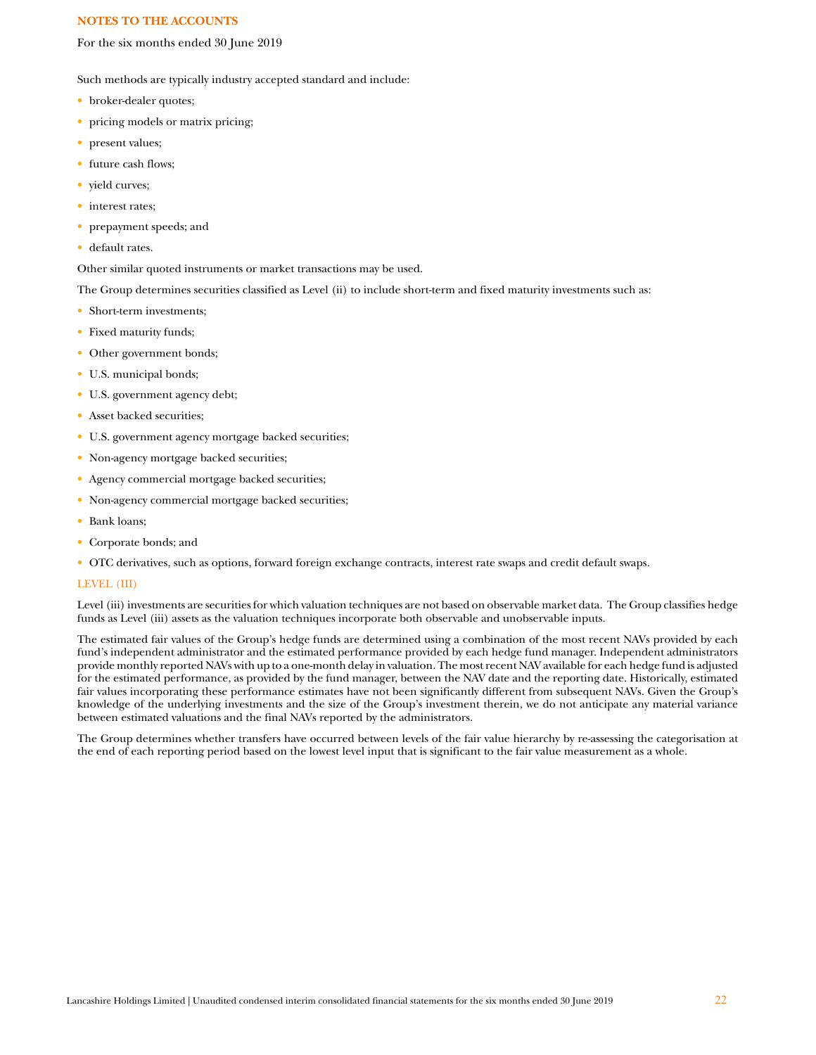## NOTES TO THE ACCOUNTS

For the six months ended 30 June 2019

Such methods are typically industry accepted standard and include:

- broker-dealer quotes;
- pricing models or matrix pricing;
- present values;
- future cash flows;
- yield curves;
- interest rates;
- prepayment speeds; and
- default rates.

Other similar quoted instruments or market transactions may be used.

The Group determines securities classified as Level (ii) to include short-term and fixed maturity investments such as:

- Short-term investments;
- Fixed maturity funds;
- Other government bonds;
- U.S. municipal bonds;
- U.S. government agency debt;
- Asset backed securities;
- U.S. government agency mortgage backed securities;
- Non-agency mortgage backed securities;
- Agency commercial mortgage backed securities;
- Non-agency commercial mortgage backed securities;
- Bank loans;
- Corporate bonds; and
- OTC derivatives, such as options, forward foreign exchange contracts, interest rate swaps and credit default swaps.

### LEVEL (III)

Level (iii) investments are securities for which valuation techniques are not based on observable market data. The Group classifies hedge funds as Level (iii) assets as the valuation techniques incorporate both observable and unobservable inputs.

The estimated fair values of the Group's hedge funds are determined using a combination of the most recent NAVs provided by each fund's independent administrator and the estimated performance provided by each hedge fund manager. Independent administrators provide monthly reported NAVs with up to a one-month delay in valuation. The most recent NAV available for each hedge fund is adjusted for the estimated performance, as provided by the fund manager, between the NAV date and the reporting date. Historically, estimated fair values incorporating these performance estimates have not been significantly different from subsequent NAVs. Given the Group's knowledge of the underlying investments and the size of the Group's investment therein, we do not anticipate any material variance between estimated valuations and the final NAVs reported by the administrators.

The Group determines whether transfers have occurred between levels of the fair value hierarchy by re-assessing the categorisation at the end of each reporting period based on the lowest level input that is significant to the fair value measurement as a whole.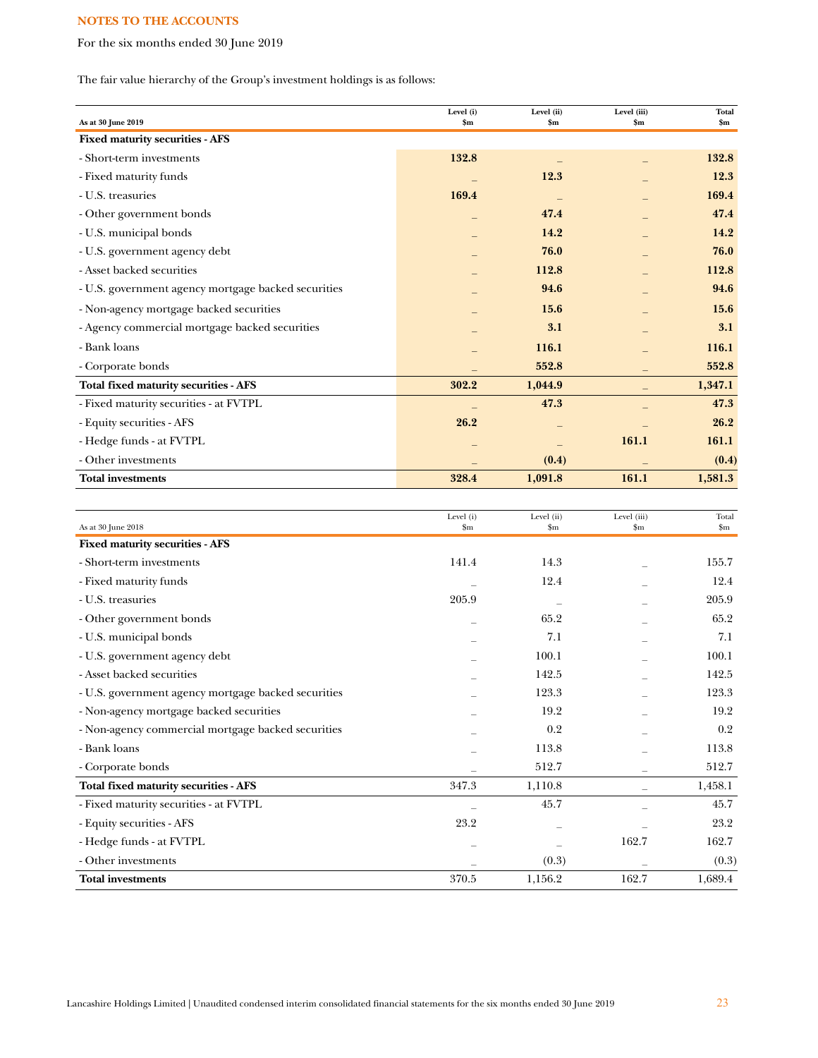**NOTES TO THE ACCOUNTS**

For the six months ended 30 June 2019

The fair value hierarchy of the Group's investment holdings is as follows:

| As at 30 June 2019 | Level (i) $m | Level (ii) $m | Level (iii) $m | Total $m |
|---|---|---|---|---|
| **Fixed maturity securities - AFS** | | | | |
| - Short-term investments | **132.8** | – | – | **132.8** |
| - Fixed maturity funds | – | **12.3** | – | **12.3** |
| - U.S. treasuries | **169.4** | – | – | **169.4** |
| - Other government bonds | – | **47.4** | – | **47.4** |
| - U.S. municipal bonds | – | **14.2** | – | **14.2** |
| - U.S. government agency debt | – | **76.0** | – | **76.0** |
| - Asset backed securities | – | **112.8** | – | **112.8** |
| - U.S. government agency mortgage backed securities | – | **94.6** | – | **94.6** |
| - Non-agency mortgage backed securities | – | **15.6** | – | **15.6** |
| - Agency commercial mortgage backed securities | – | **3.1** | – | **3.1** |
| - Bank loans | – | **116.1** | – | **116.1** |
| - Corporate bonds | – | **552.8** | – | **552.8** |
| **Total fixed maturity securities - AFS** | **302.2** | **1,044.9** | – | **1,347.1** |
| - Fixed maturity securities - at FVTPL | – | **47.3** | – | **47.3** |
| - Equity securities - AFS | **26.2** | – | – | **26.2** |
| - Hedge funds - at FVTPL | – | – | **161.1** | **161.1** |
| - Other investments | – | **(0.4)** | – | **(0.4)** |
| **Total investments** | **328.4** | **1,091.8** | **161.1** | **1,581.3** |

| As at 30 June 2018 | Level (i) $m | Level (ii) $m | Level (iii) $m | Total $m |
|---|---|---|---|---|
| **Fixed maturity securities - AFS** | | | | |
| - Short-term investments | 141.4 | 14.3 | – | 155.7 |
| - Fixed maturity funds | – | 12.4 | – | 12.4 |
| - U.S. treasuries | 205.9 | – | – | 205.9 |
| - Other government bonds | – | 65.2 | – | 65.2 |
| - U.S. municipal bonds | – | 7.1 | – | 7.1 |
| - U.S. government agency debt | – | 100.1 | – | 100.1 |
| - Asset backed securities | – | 142.5 | – | 142.5 |
| - U.S. government agency mortgage backed securities | – | 123.3 | – | 123.3 |
| - Non-agency mortgage backed securities | – | 19.2 | – | 19.2 |
| - Non-agency commercial mortgage backed securities | – | 0.2 | – | 0.2 |
| - Bank loans | – | 113.8 | – | 113.8 |
| - Corporate bonds | – | 512.7 | – | 512.7 |
| **Total fixed maturity securities - AFS** | 347.3 | 1,110.8 | – | 1,458.1 |
| - Fixed maturity securities - at FVTPL | – | 45.7 | – | 45.7 |
| - Equity securities - AFS | 23.2 | – | – | 23.2 |
| - Hedge funds - at FVTPL | – | – | 162.7 | 162.7 |
| - Other investments | – | (0.3) | – | (0.3) |
| **Total investments** | 370.5 | 1,156.2 | 162.7 | 1,689.4 |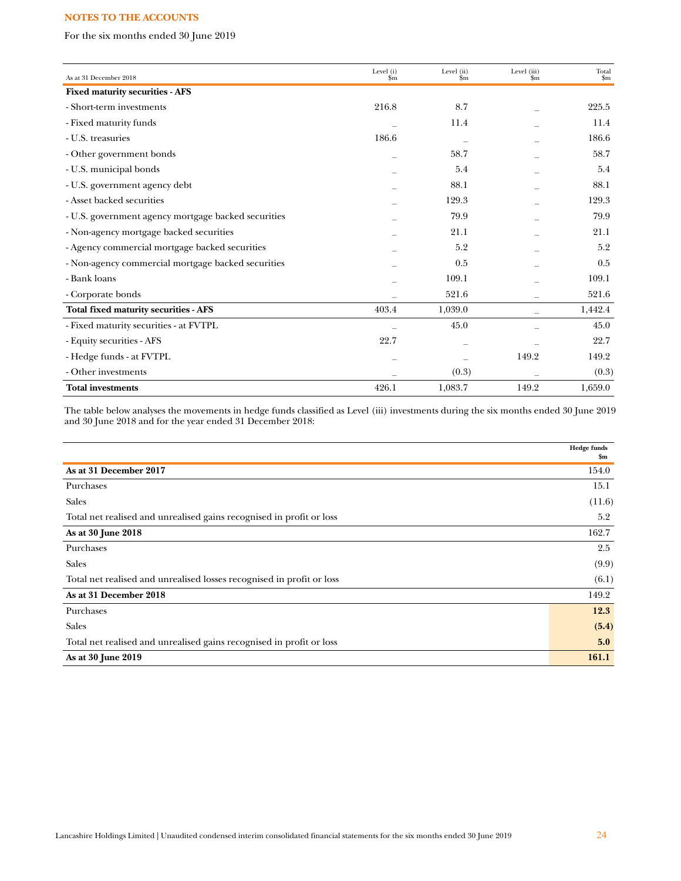**NOTES TO THE ACCOUNTS**

For the six months ended 30 June 2019

| As at 31 December 2018 | Level (i) $m | Level (ii) $m | Level (iii) $m | Total $m |
|---|---|---|---|---|
| **Fixed maturity securities - AFS** | | | | |
| - Short-term investments | 216.8 | 8.7 | – | 225.5 |
| - Fixed maturity funds | – | 11.4 | – | 11.4 |
| - U.S. treasuries | 186.6 | – | – | 186.6 |
| - Other government bonds | – | 58.7 | – | 58.7 |
| - U.S. municipal bonds | – | 5.4 | – | 5.4 |
| - U.S. government agency debt | – | 88.1 | – | 88.1 |
| - Asset backed securities | – | 129.3 | – | 129.3 |
| - U.S. government agency mortgage backed securities | – | 79.9 | – | 79.9 |
| - Non-agency mortgage backed securities | – | 21.1 | – | 21.1 |
| - Agency commercial mortgage backed securities | – | 5.2 | – | 5.2 |
| - Non-agency commercial mortgage backed securities | – | 0.5 | – | 0.5 |
| - Bank loans | – | 109.1 | – | 109.1 |
| - Corporate bonds | – | 521.6 | – | 521.6 |
| **Total fixed maturity securities - AFS** | 403.4 | 1,039.0 | – | 1,442.4 |
| - Fixed maturity securities - at FVTPL | – | 45.0 | – | 45.0 |
| - Equity securities - AFS | 22.7 | – | – | 22.7 |
| - Hedge funds - at FVTPL | – | – | 149.2 | 149.2 |
| - Other investments | – | (0.3) | – | (0.3) |
| **Total investments** | 426.1 | 1,083.7 | 149.2 | 1,659.0 |

The table below analyses the movements in hedge funds classified as Level (iii) investments during the six months ended 30 June 2019 and 30 June 2018 and for the year ended 31 December 2018:

| | Hedge funds $m |
|---|---|
| **As at 31 December 2017** | 154.0 |
| Purchases | 15.1 |
| Sales | (11.6) |
| Total net realised and unrealised gains recognised in profit or loss | 5.2 |
| **As at 30 June 2018** | 162.7 |
| Purchases | 2.5 |
| Sales | (9.9) |
| Total net realised and unrealised losses recognised in profit or loss | (6.1) |
| **As at 31 December 2018** | 149.2 |
| Purchases | **12.3** |
| Sales | **(5.4)** |
| Total net realised and unrealised gains recognised in profit or loss | **5.0** |
| **As at 30 June 2019** | **161.1** |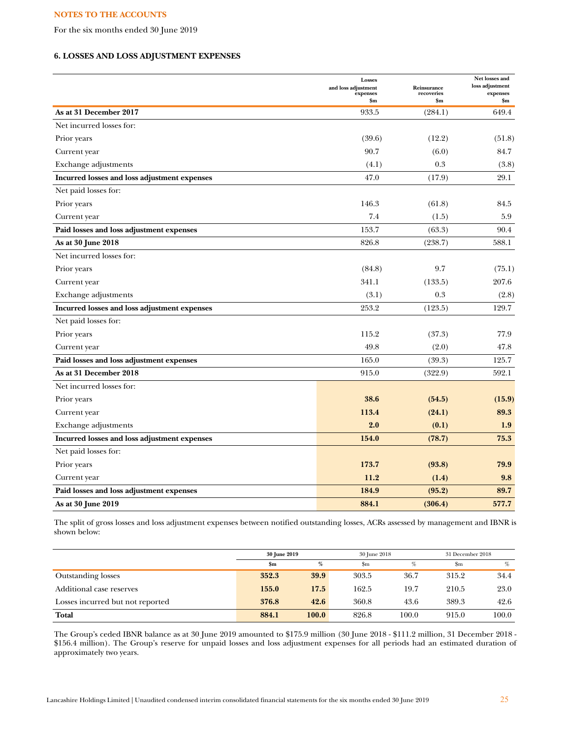**NOTES TO THE ACCOUNTS**

For the six months ended 30 June 2019

### 6. LOSSES AND LOSS ADJUSTMENT EXPENSES

| | Losses and loss adjustment expenses $m | Reinsurance recoveries $m | Net losses and loss adjustment expenses $m |
|---|---|---|---|
| **As at 31 December 2017** | 933.5 | (284.1) | 649.4 |
| Net incurred losses for: | | | |
| Prior years | (39.6) | (12.2) | (51.8) |
| Current year | 90.7 | (6.0) | 84.7 |
| Exchange adjustments | (4.1) | 0.3 | (3.8) |
| **Incurred losses and loss adjustment expenses** | 47.0 | (17.9) | 29.1 |
| Net paid losses for: | | | |
| Prior years | 146.3 | (61.8) | 84.5 |
| Current year | 7.4 | (1.5) | 5.9 |
| **Paid losses and loss adjustment expenses** | 153.7 | (63.3) | 90.4 |
| **As at 30 June 2018** | 826.8 | (238.7) | 588.1 |
| Net incurred losses for: | | | |
| Prior years | (84.8) | 9.7 | (75.1) |
| Current year | 341.1 | (133.5) | 207.6 |
| Exchange adjustments | (3.1) | 0.3 | (2.8) |
| **Incurred losses and loss adjustment expenses** | 253.2 | (123.5) | 129.7 |
| Net paid losses for: | | | |
| Prior years | 115.2 | (37.3) | 77.9 |
| Current year | 49.8 | (2.0) | 47.8 |
| **Paid losses and loss adjustment expenses** | 165.0 | (39.3) | 125.7 |
| **As at 31 December 2018** | 915.0 | (322.9) | 592.1 |
| Net incurred losses for: | | | |
| Prior years | **38.6** | **(54.5)** | **(15.9)** |
| Current year | **113.4** | **(24.1)** | **89.3** |
| Exchange adjustments | **2.0** | **(0.1)** | **1.9** |
| **Incurred losses and loss adjustment expenses** | **154.0** | **(78.7)** | **75.3** |
| Net paid losses for: | | | |
| Prior years | **173.7** | **(93.8)** | **79.9** |
| Current year | **11.2** | **(1.4)** | **9.8** |
| **Paid losses and loss adjustment expenses** | **184.9** | **(95.2)** | **89.7** |
| **As at 30 June 2019** | **884.1** | **(306.4)** | **577.7** |

The split of gross losses and loss adjustment expenses between notified outstanding losses, ACRs assessed by management and IBNR is shown below:

| | **30 June 2019** | | 30 June 2018 | | 31 December 2018 | |
|---|---|---|---|---|---|---|
| | **$m** | **%** | $m | % | $m | % |
| Outstanding losses | **352.3** | **39.9** | 303.5 | 36.7 | 315.2 | 34.4 |
| Additional case reserves | **155.0** | **17.5** | 162.5 | 19.7 | 210.5 | 23.0 |
| Losses incurred but not reported | **376.8** | **42.6** | 360.8 | 43.6 | 389.3 | 42.6 |
| **Total** | **884.1** | **100.0** | 826.8 | 100.0 | 915.0 | 100.0 |

The Group's ceded IBNR balance as at 30 June 2019 amounted to $175.9 million (30 June 2018 - $111.2 million, 31 December 2018 - $156.4 million). The Group's reserve for unpaid losses and loss adjustment expenses for all periods had an estimated duration of approximately two years.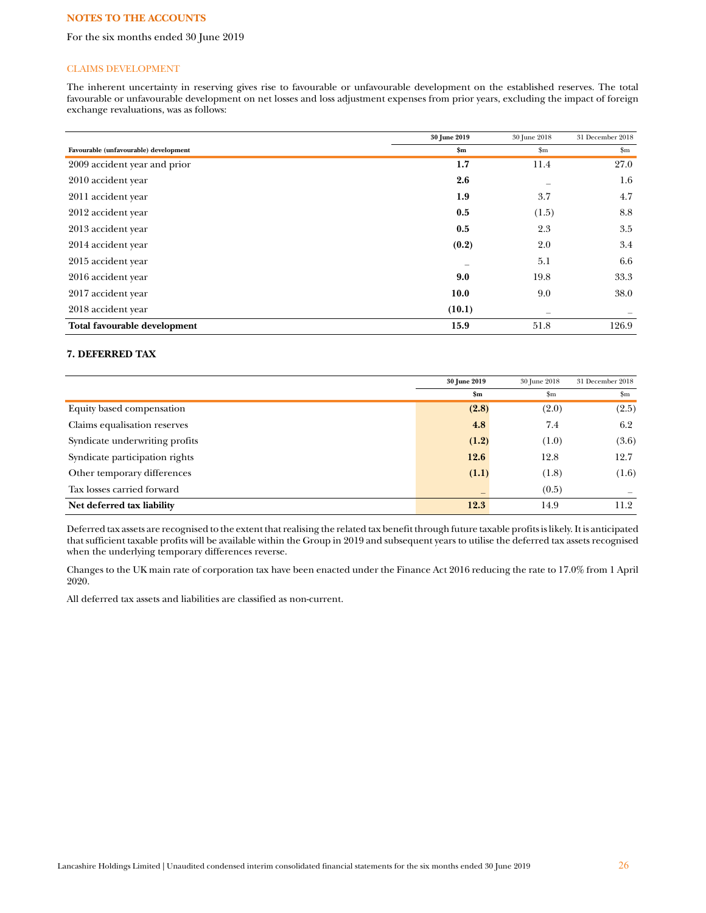**NOTES TO THE ACCOUNTS**

For the six months ended 30 June 2019

CLAIMS DEVELOPMENT

The inherent uncertainty in reserving gives rise to favourable or unfavourable development on the established reserves. The total favourable or unfavourable development on net losses and loss adjustment expenses from prior years, excluding the impact of foreign exchange revaluations, was as follows:

| Favourable (unfavourable) development | 30 June 2019 $m | 30 June 2018 $m | 31 December 2018 $m |
|---|---|---|---|
| 2009 accident year and prior | **1.7** | 11.4 | 27.0 |
| 2010 accident year | **2.6** | – | 1.6 |
| 2011 accident year | **1.9** | 3.7 | 4.7 |
| 2012 accident year | **0.5** | (1.5) | 8.8 |
| 2013 accident year | **0.5** | 2.3 | 3.5 |
| 2014 accident year | **(0.2)** | 2.0 | 3.4 |
| 2015 accident year | **–** | 5.1 | 6.6 |
| 2016 accident year | **9.0** | 19.8 | 33.3 |
| 2017 accident year | **10.0** | 9.0 | 38.0 |
| 2018 accident year | **(10.1)** | – | – |
| **Total favourable development** | **15.9** | 51.8 | 126.9 |

## 7. DEFERRED TAX

| | 30 June 2019 $m | 30 June 2018 $m | 31 December 2018 $m |
|---|---|---|---|
| Equity based compensation | **(2.8)** | (2.0) | (2.5) |
| Claims equalisation reserves | **4.8** | 7.4 | 6.2 |
| Syndicate underwriting profits | **(1.2)** | (1.0) | (3.6) |
| Syndicate participation rights | **12.6** | 12.8 | 12.7 |
| Other temporary differences | **(1.1)** | (1.8) | (1.6) |
| Tax losses carried forward | **–** | (0.5) | – |
| **Net deferred tax liability** | **12.3** | 14.9 | 11.2 |

Deferred tax assets are recognised to the extent that realising the related tax benefit through future taxable profits is likely. It is anticipated that sufficient taxable profits will be available within the Group in 2019 and subsequent years to utilise the deferred tax assets recognised when the underlying temporary differences reverse.

Changes to the UK main rate of corporation tax have been enacted under the Finance Act 2016 reducing the rate to 17.0% from 1 April 2020.

All deferred tax assets and liabilities are classified as non-current.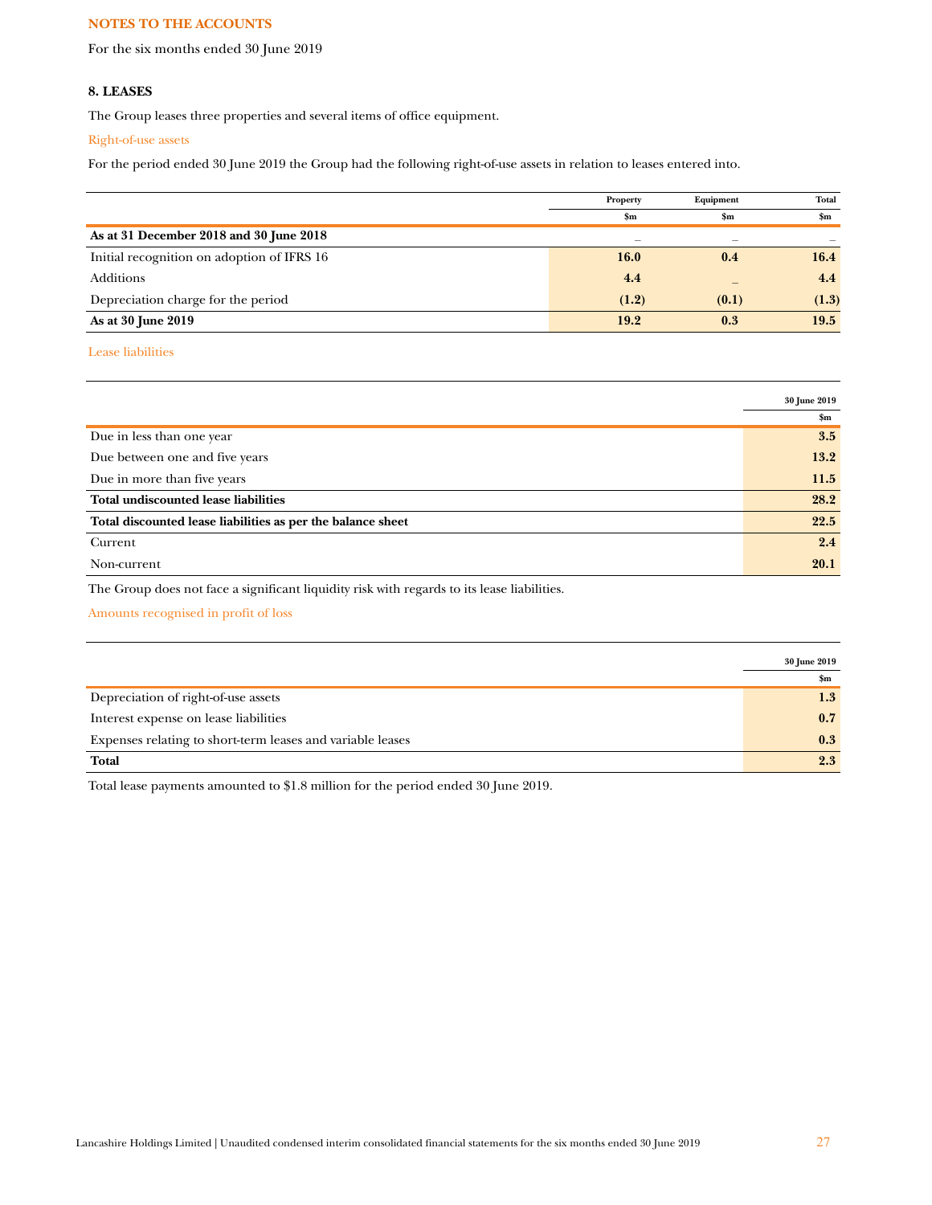**NOTES TO THE ACCOUNTS**

For the six months ended 30 June 2019

### 8. LEASES

The Group leases three properties and several items of office equipment.

#### Right-of-use assets

For the period ended 30 June 2019 the Group had the following right-of-use assets in relation to leases entered into.

| | Property | Equipment | Total |
|---|---|---|---|
| | $m | $m | $m |
| **As at 31 December 2018 and 30 June 2018** | – | – | – |
| Initial recognition on adoption of IFRS 16 | **16.0** | **0.4** | **16.4** |
| Additions | **4.4** | – | **4.4** |
| Depreciation charge for the period | **(1.2)** | **(0.1)** | **(1.3)** |
| **As at 30 June 2019** | **19.2** | **0.3** | **19.5** |

#### Lease liabilities

| | 30 June 2019 |
|---|---|
| | $m |
| Due in less than one year | **3.5** |
| Due between one and five years | **13.2** |
| Due in more than five years | **11.5** |
| **Total undiscounted lease liabilities** | **28.2** |
| **Total discounted lease liabilities as per the balance sheet** | **22.5** |
| Current | **2.4** |
| Non-current | **20.1** |

The Group does not face a significant liquidity risk with regards to its lease liabilities.

#### Amounts recognised in profit of loss

| | 30 June 2019 |
|---|---|
| | $m |
| Depreciation of right-of-use assets | **1.3** |
| Interest expense on lease liabilities | **0.7** |
| Expenses relating to short-term leases and variable leases | **0.3** |
| **Total** | **2.3** |

Total lease payments amounted to $1.8 million for the period ended 30 June 2019.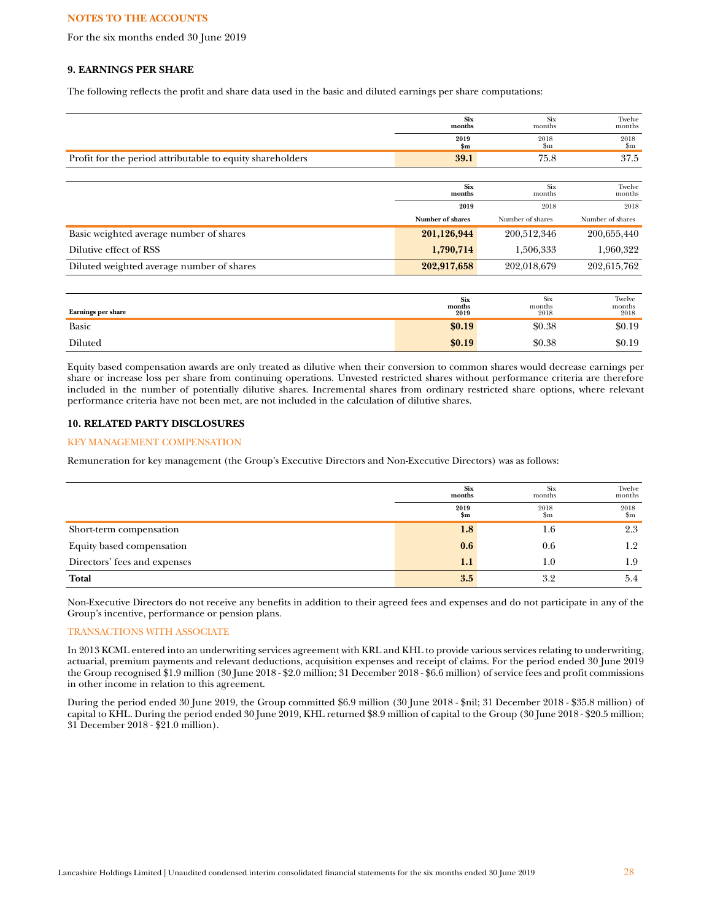**NOTES TO THE ACCOUNTS**

For the six months ended 30 June 2019

## 9. EARNINGS PER SHARE

The following reflects the profit and share data used in the basic and diluted earnings per share computations:

| | **Six months 2019 $m** | Six months 2018 $m | Twelve months 2018 $m |
|---|---|---|---|
| Profit for the period attributable to equity shareholders | **39.1** | 75.8 | 37.5 |

| | **Six months 2019 Number of shares** | Six months 2018 Number of shares | Twelve months 2018 Number of shares |
|---|---|---|---|
| Basic weighted average number of shares | **201,126,944** | 200,512,346 | 200,655,440 |
| Dilutive effect of RSS | **1,790,714** | 1,506,333 | 1,960,322 |
| Diluted weighted average number of shares | **202,917,658** | 202,018,679 | 202,615,762 |

| **Earnings per share** | **Six months 2019** | Six months 2018 | Twelve months 2018 |
|---|---|---|---|
| Basic | **$0.19** | $0.38 | $0.19 |
| Diluted | **$0.19** | $0.38 | $0.19 |

Equity based compensation awards are only treated as dilutive when their conversion to common shares would decrease earnings per share or increase loss per share from continuing operations. Unvested restricted shares without performance criteria are therefore included in the number of potentially dilutive shares. Incremental shares from ordinary restricted share options, where relevant performance criteria have not been met, are not included in the calculation of dilutive shares.

## 10. RELATED PARTY DISCLOSURES

### KEY MANAGEMENT COMPENSATION

Remuneration for key management (the Group's Executive Directors and Non-Executive Directors) was as follows:

| | **Six months 2019 $m** | Six months 2018 $m | Twelve months 2018 $m |
|---|---|---|---|
| Short-term compensation | **1.8** | 1.6 | 2.3 |
| Equity based compensation | **0.6** | 0.6 | 1.2 |
| Directors' fees and expenses | **1.1** | 1.0 | 1.9 |
| **Total** | **3.5** | 3.2 | 5.4 |

Non-Executive Directors do not receive any benefits in addition to their agreed fees and expenses and do not participate in any of the Group's incentive, performance or pension plans.

### TRANSACTIONS WITH ASSOCIATE

In 2013 KCML entered into an underwriting services agreement with KRL and KHL to provide various services relating to underwriting, actuarial, premium payments and relevant deductions, acquisition expenses and receipt of claims. For the period ended 30 June 2019 the Group recognised $1.9 million (30 June 2018 - $2.0 million; 31 December 2018 - $6.6 million) of service fees and profit commissions in other income in relation to this agreement.

During the period ended 30 June 2019, the Group committed $6.9 million (30 June 2018 - $nil; 31 December 2018 - $35.8 million) of capital to KHL. During the period ended 30 June 2019, KHL returned $8.9 million of capital to the Group (30 June 2018 - $20.5 million; 31 December 2018 - $21.0 million).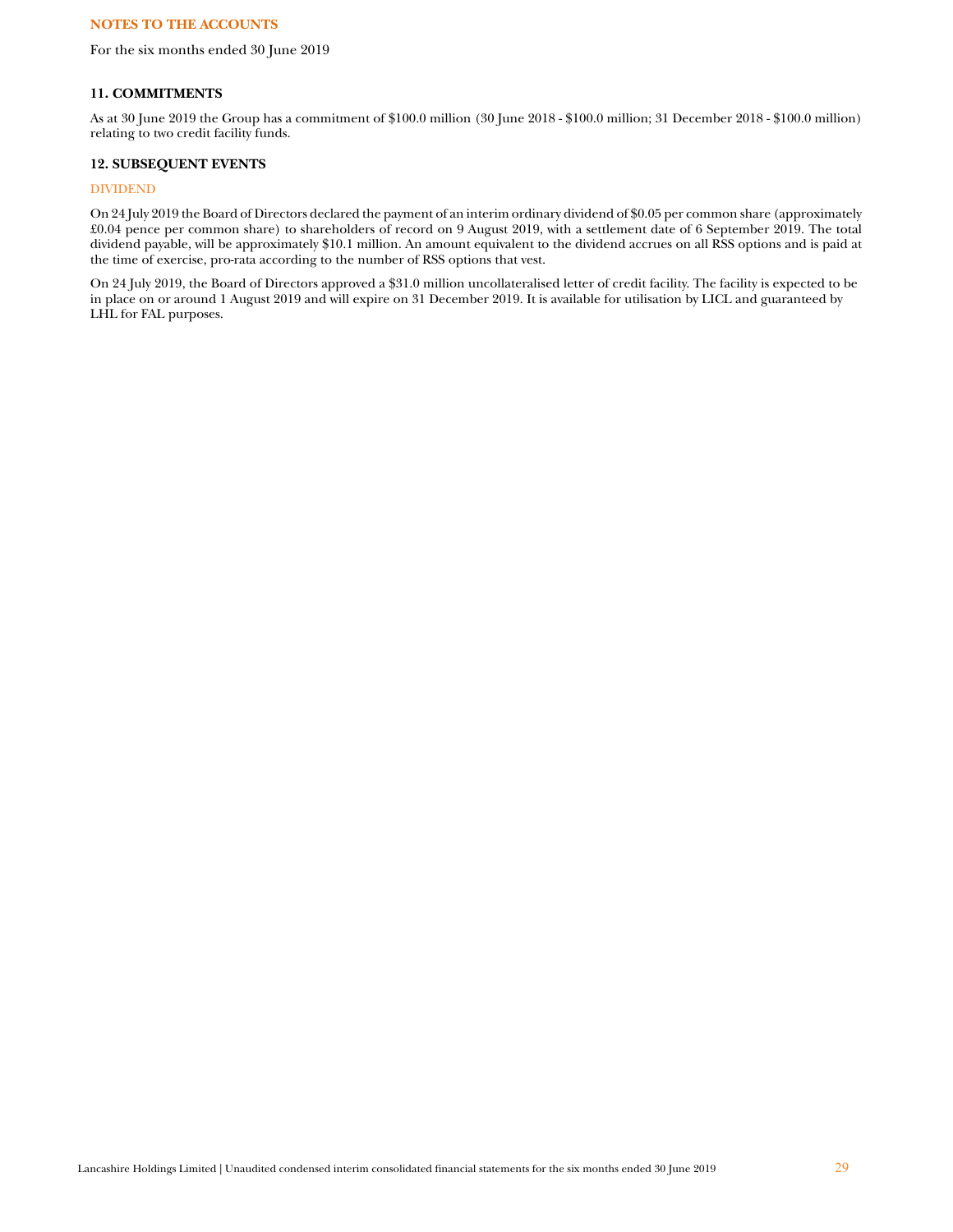## NOTES TO THE ACCOUNTS

For the six months ended 30 June 2019

### 11. COMMITMENTS

As at 30 June 2019 the Group has a commitment of $100.0 million (30 June 2018 - $100.0 million; 31 December 2018 - $100.0 million) relating to two credit facility funds.

### 12. SUBSEQUENT EVENTS

#### DIVIDEND

On 24 July 2019 the Board of Directors declared the payment of an interim ordinary dividend of $0.05 per common share (approximately £0.04 pence per common share) to shareholders of record on 9 August 2019, with a settlement date of 6 September 2019. The total dividend payable, will be approximately $10.1 million. An amount equivalent to the dividend accrues on all RSS options and is paid at the time of exercise, pro-rata according to the number of RSS options that vest.

On 24 July 2019, the Board of Directors approved a $31.0 million uncollateralised letter of credit facility. The facility is expected to be in place on or around 1 August 2019 and will expire on 31 December 2019. It is available for utilisation by LICL and guaranteed by LHL for FAL purposes.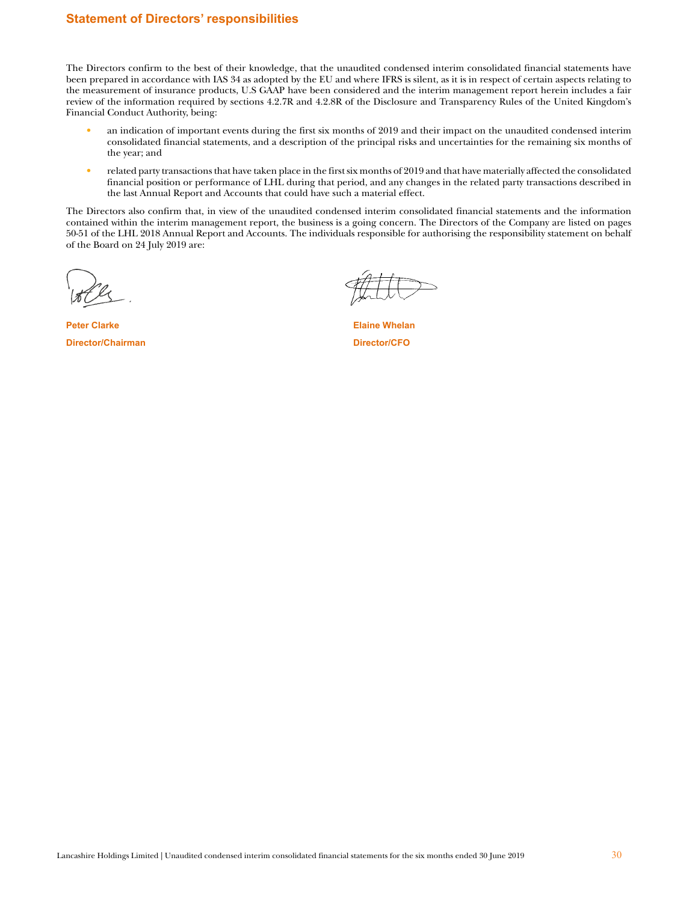## Statement of Directors' responsibilities

The Directors confirm to the best of their knowledge, that the unaudited condensed interim consolidated financial statements have been prepared in accordance with IAS 34 as adopted by the EU and where IFRS is silent, as it is in respect of certain aspects relating to the measurement of insurance products, U.S GAAP have been considered and the interim management report herein includes a fair review of the information required by sections 4.2.7R and 4.2.8R of the Disclosure and Transparency Rules of the United Kingdom's Financial Conduct Authority, being:

- an indication of important events during the first six months of 2019 and their impact on the unaudited condensed interim consolidated financial statements, and a description of the principal risks and uncertainties for the remaining six months of the year; and
- related party transactions that have taken place in the first six months of 2019 and that have materially affected the consolidated financial position or performance of LHL during that period, and any changes in the related party transactions described in the last Annual Report and Accounts that could have such a material effect.

The Directors also confirm that, in view of the unaudited condensed interim consolidated financial statements and the information contained within the interim management report, the business is a going concern. The Directors of the Company are listed on pages 50-51 of the LHL 2018 Annual Report and Accounts. The individuals responsible for authorising the responsibility statement on behalf of the Board on 24 July 2019 are:

**Peter Clarke**
**Director/Chairman**

**Elaine Whelan**
**Director/CFO**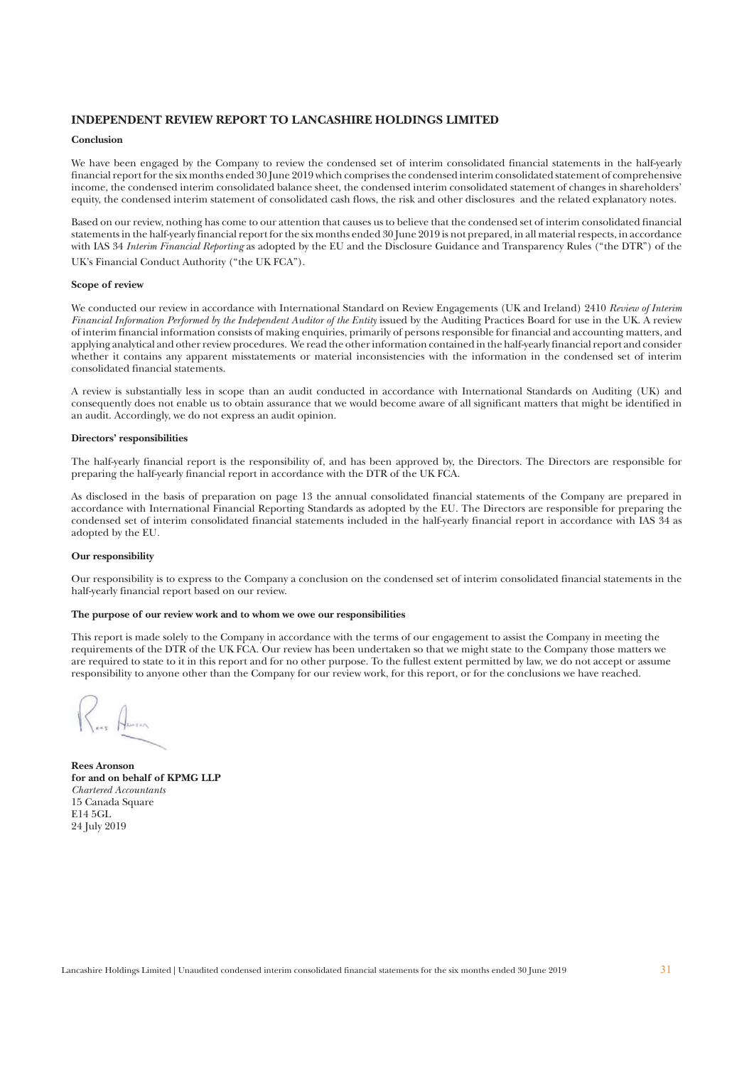## INDEPENDENT REVIEW REPORT TO LANCASHIRE HOLDINGS LIMITED

**Conclusion**

We have been engaged by the Company to review the condensed set of interim consolidated financial statements in the half-yearly financial report for the six months ended 30 June 2019 which comprises the condensed interim consolidated statement of comprehensive income, the condensed interim consolidated balance sheet, the condensed interim consolidated statement of changes in shareholders' equity, the condensed interim statement of consolidated cash flows, the risk and other disclosures and the related explanatory notes.

Based on our review, nothing has come to our attention that causes us to believe that the condensed set of interim consolidated financial statements in the half-yearly financial report for the six months ended 30 June 2019 is not prepared, in all material respects, in accordance with IAS 34 *Interim Financial Reporting* as adopted by the EU and the Disclosure Guidance and Transparency Rules ("the DTR") of the UK's Financial Conduct Authority ("the UK FCA").

**Scope of review**

We conducted our review in accordance with International Standard on Review Engagements (UK and Ireland) 2410 *Review of Interim Financial Information Performed by the Independent Auditor of the Entity* issued by the Auditing Practices Board for use in the UK. A review of interim financial information consists of making enquiries, primarily of persons responsible for financial and accounting matters, and applying analytical and other review procedures. We read the other information contained in the half-yearly financial report and consider whether it contains any apparent misstatements or material inconsistencies with the information in the condensed set of interim consolidated financial statements.

A review is substantially less in scope than an audit conducted in accordance with International Standards on Auditing (UK) and consequently does not enable us to obtain assurance that we would become aware of all significant matters that might be identified in an audit. Accordingly, we do not express an audit opinion.

**Directors' responsibilities**

The half-yearly financial report is the responsibility of, and has been approved by, the Directors. The Directors are responsible for preparing the half-yearly financial report in accordance with the DTR of the UK FCA.

As disclosed in the basis of preparation on page 13 the annual consolidated financial statements of the Company are prepared in accordance with International Financial Reporting Standards as adopted by the EU. The Directors are responsible for preparing the condensed set of interim consolidated financial statements included in the half-yearly financial report in accordance with IAS 34 as adopted by the EU.

**Our responsibility**

Our responsibility is to express to the Company a conclusion on the condensed set of interim consolidated financial statements in the half-yearly financial report based on our review.

**The purpose of our review work and to whom we owe our responsibilities**

This report is made solely to the Company in accordance with the terms of our engagement to assist the Company in meeting the requirements of the DTR of the UK FCA. Our review has been undertaken so that we might state to the Company those matters we are required to state to it in this report and for no other purpose. To the fullest extent permitted by law, we do not accept or assume responsibility to anyone other than the Company for our review work, for this report, or for the conclusions we have reached.

**Rees Aronson**
**for and on behalf of KPMG LLP**
*Chartered Accountants*
15 Canada Square
E14 5GL
24 July 2019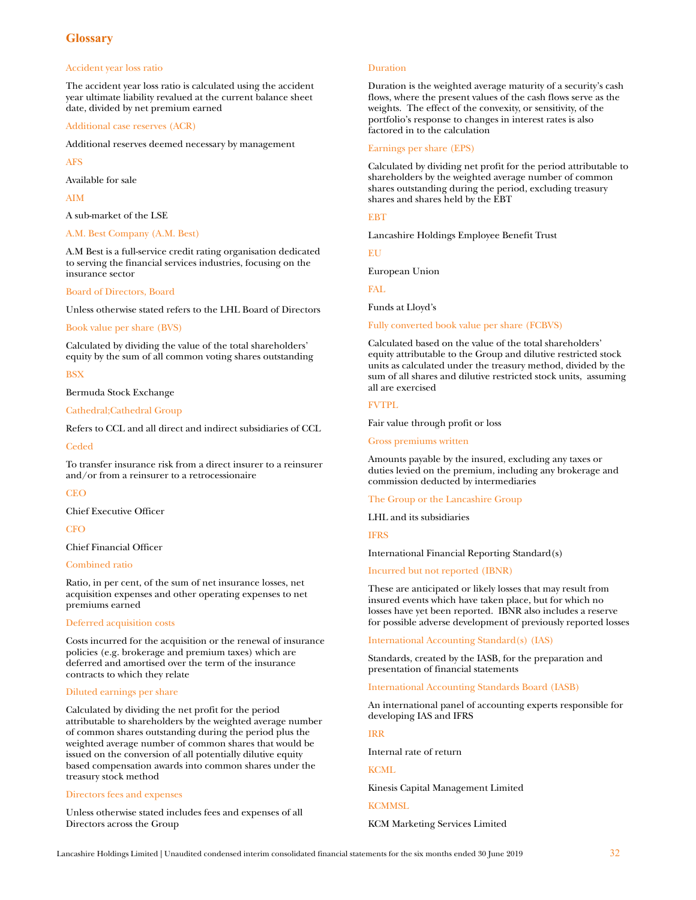# Glossary

**Accident year loss ratio**

The accident year loss ratio is calculated using the accident year ultimate liability revalued at the current balance sheet date, divided by net premium earned

**Additional case reserves (ACR)**

Additional reserves deemed necessary by management

**AFS**

Available for sale

**AIM**

A sub-market of the LSE

**A.M. Best Company (A.M. Best)**

A.M Best is a full-service credit rating organisation dedicated to serving the financial services industries, focusing on the insurance sector

**Board of Directors, Board**

Unless otherwise stated refers to the LHL Board of Directors

**Book value per share (BVS)**

Calculated by dividing the value of the total shareholders' equity by the sum of all common voting shares outstanding

**BSX**

Bermuda Stock Exchange

**Cathedral;Cathedral Group**

Refers to CCL and all direct and indirect subsidiaries of CCL

**Ceded**

To transfer insurance risk from a direct insurer to a reinsurer and/or from a reinsurer to a retrocessionaire

**CEO**

Chief Executive Officer

**CFO**

Chief Financial Officer

**Combined ratio**

Ratio, in per cent, of the sum of net insurance losses, net acquisition expenses and other operating expenses to net premiums earned

**Deferred acquisition costs**

Costs incurred for the acquisition or the renewal of insurance policies (e.g. brokerage and premium taxes) which are deferred and amortised over the term of the insurance contracts to which they relate

**Diluted earnings per share**

Calculated by dividing the net profit for the period attributable to shareholders by the weighted average number of common shares outstanding during the period plus the weighted average number of common shares that would be issued on the conversion of all potentially dilutive equity based compensation awards into common shares under the treasury stock method

**Directors fees and expenses**

Unless otherwise stated includes fees and expenses of all Directors across the Group

**Duration**

Duration is the weighted average maturity of a security's cash flows, where the present values of the cash flows serve as the weights. The effect of the convexity, or sensitivity, of the portfolio's response to changes in interest rates is also factored in to the calculation

**Earnings per share (EPS)**

Calculated by dividing net profit for the period attributable to shareholders by the weighted average number of common shares outstanding during the period, excluding treasury shares and shares held by the EBT

**EBT**

Lancashire Holdings Employee Benefit Trust

**EU**

European Union

**FAL**

Funds at Lloyd's

**Fully converted book value per share (FCBVS)**

Calculated based on the value of the total shareholders' equity attributable to the Group and dilutive restricted stock units as calculated under the treasury method, divided by the sum of all shares and dilutive restricted stock units, assuming all are exercised

**FVTPL**

Fair value through profit or loss

**Gross premiums written**

Amounts payable by the insured, excluding any taxes or duties levied on the premium, including any brokerage and commission deducted by intermediaries

**The Group or the Lancashire Group**

LHL and its subsidiaries

**IFRS**

International Financial Reporting Standard(s)

**Incurred but not reported (IBNR)**

These are anticipated or likely losses that may result from insured events which have taken place, but for which no losses have yet been reported. IBNR also includes a reserve for possible adverse development of previously reported losses

**International Accounting Standard(s) (IAS)**

Standards, created by the IASB, for the preparation and presentation of financial statements

**International Accounting Standards Board (IASB)**

An international panel of accounting experts responsible for developing IAS and IFRS

**IRR**

Internal rate of return

**KCML**

Kinesis Capital Management Limited

**KCMMSL**

KCM Marketing Services Limited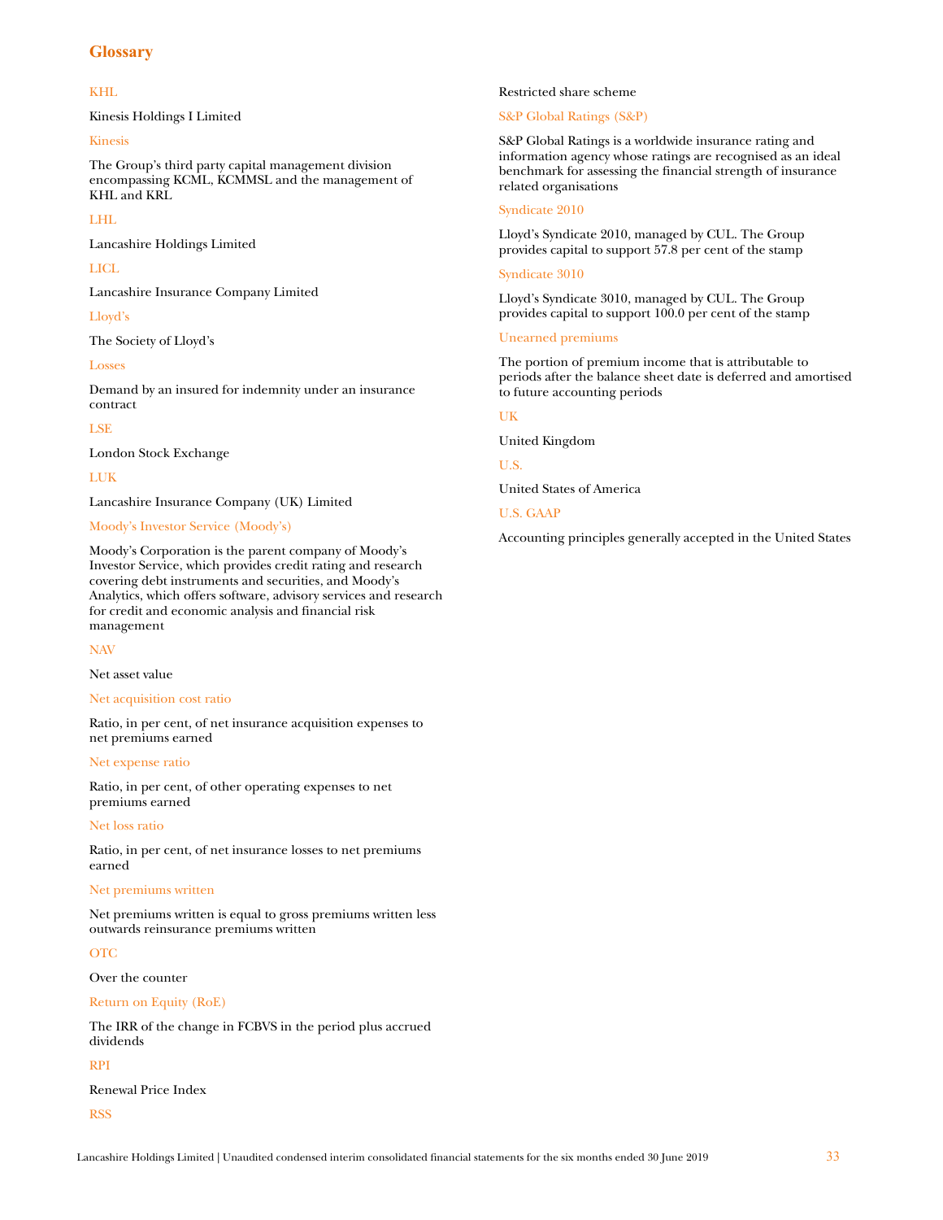## Glossary

KHL

Kinesis Holdings I Limited

Kinesis

The Group's third party capital management division encompassing KCML, KCMMSL and the management of KHL and KRL

LHL

Lancashire Holdings Limited

LICL

Lancashire Insurance Company Limited

Lloyd's

The Society of Lloyd's

Losses

Demand by an insured for indemnity under an insurance contract

LSE

London Stock Exchange

LUK

Lancashire Insurance Company (UK) Limited

Moody's Investor Service (Moody's)

Moody's Corporation is the parent company of Moody's Investor Service, which provides credit rating and research covering debt instruments and securities, and Moody's Analytics, which offers software, advisory services and research for credit and economic analysis and financial risk management

NAV

Net asset value

Net acquisition cost ratio

Ratio, in per cent, of net insurance acquisition expenses to net premiums earned

Net expense ratio

Ratio, in per cent, of other operating expenses to net premiums earned

Net loss ratio

Ratio, in per cent, of net insurance losses to net premiums earned

Net premiums written

Net premiums written is equal to gross premiums written less outwards reinsurance premiums written

OTC

Over the counter

Return on Equity (RoE)

The IRR of the change in FCBVS in the period plus accrued dividends

RPI

Renewal Price Index

RSS

Restricted share scheme

S&P Global Ratings (S&P)

S&P Global Ratings is a worldwide insurance rating and information agency whose ratings are recognised as an ideal benchmark for assessing the financial strength of insurance related organisations

Syndicate 2010

Lloyd's Syndicate 2010, managed by CUL. The Group provides capital to support 57.8 per cent of the stamp

Syndicate 3010

Lloyd's Syndicate 3010, managed by CUL. The Group provides capital to support 100.0 per cent of the stamp

Unearned premiums

The portion of premium income that is attributable to periods after the balance sheet date is deferred and amortised to future accounting periods

UK

United Kingdom

U.S.

United States of America

U.S. GAAP

Accounting principles generally accepted in the United States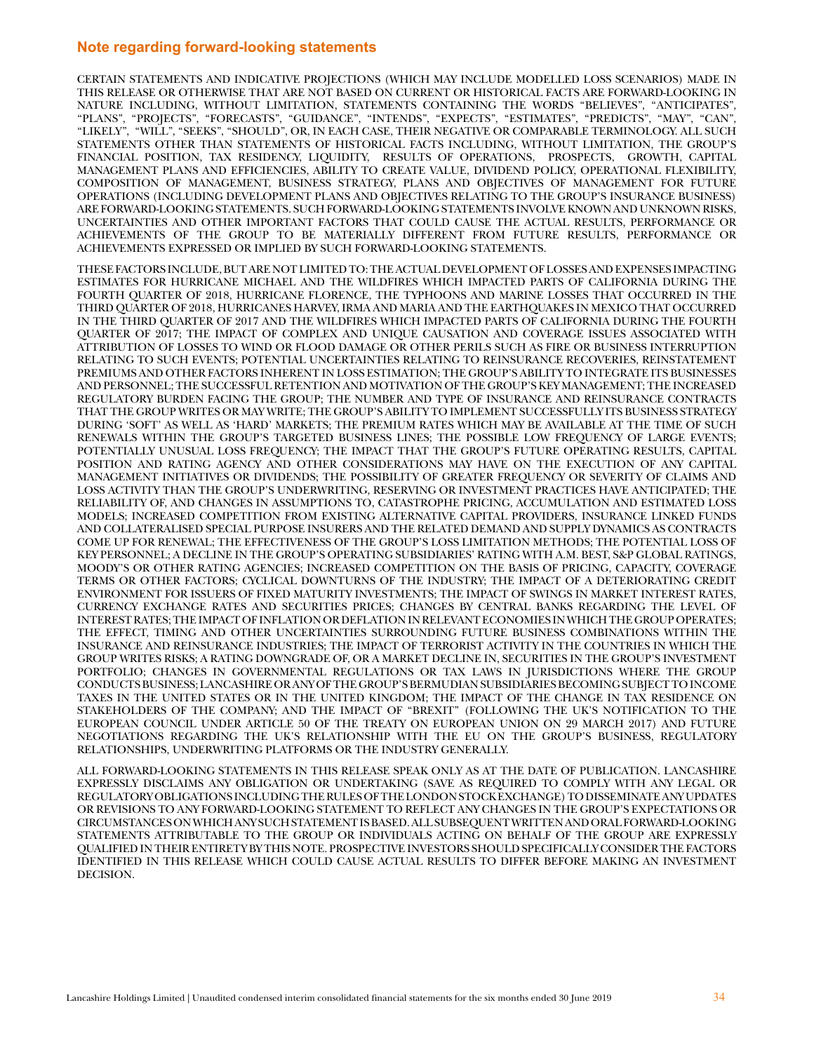## Note regarding forward-looking statements

CERTAIN STATEMENTS AND INDICATIVE PROJECTIONS (WHICH MAY INCLUDE MODELLED LOSS SCENARIOS) MADE IN THIS RELEASE OR OTHERWISE THAT ARE NOT BASED ON CURRENT OR HISTORICAL FACTS ARE FORWARD-LOOKING IN NATURE INCLUDING, WITHOUT LIMITATION, STATEMENTS CONTAINING THE WORDS "BELIEVES", "ANTICIPATES", "PLANS", "PROJECTS", "FORECASTS", "GUIDANCE", "INTENDS", "EXPECTS", "ESTIMATES", "PREDICTS", "MAY", "CAN", "LIKELY", "WILL", "SEEKS", "SHOULD", OR, IN EACH CASE, THEIR NEGATIVE OR COMPARABLE TERMINOLOGY. ALL SUCH STATEMENTS OTHER THAN STATEMENTS OF HISTORICAL FACTS INCLUDING, WITHOUT LIMITATION, THE GROUP'S FINANCIAL POSITION, TAX RESIDENCY, LIQUIDITY, RESULTS OF OPERATIONS, PROSPECTS, GROWTH, CAPITAL MANAGEMENT PLANS AND EFFICIENCIES, ABILITY TO CREATE VALUE, DIVIDEND POLICY, OPERATIONAL FLEXIBILITY, COMPOSITION OF MANAGEMENT, BUSINESS STRATEGY, PLANS AND OBJECTIVES OF MANAGEMENT FOR FUTURE OPERATIONS (INCLUDING DEVELOPMENT PLANS AND OBJECTIVES RELATING TO THE GROUP'S INSURANCE BUSINESS) ARE FORWARD-LOOKING STATEMENTS. SUCH FORWARD-LOOKING STATEMENTS INVOLVE KNOWN AND UNKNOWN RISKS, UNCERTAINTIES AND OTHER IMPORTANT FACTORS THAT COULD CAUSE THE ACTUAL RESULTS, PERFORMANCE OR ACHIEVEMENTS OF THE GROUP TO BE MATERIALLY DIFFERENT FROM FUTURE RESULTS, PERFORMANCE OR ACHIEVEMENTS EXPRESSED OR IMPLIED BY SUCH FORWARD-LOOKING STATEMENTS.

THESE FACTORS INCLUDE, BUT ARE NOT LIMITED TO: THE ACTUAL DEVELOPMENT OF LOSSES AND EXPENSES IMPACTING ESTIMATES FOR HURRICANE MICHAEL AND THE WILDFIRES WHICH IMPACTED PARTS OF CALIFORNIA DURING THE FOURTH QUARTER OF 2018, HURRICANE FLORENCE, THE TYPHOONS AND MARINE LOSSES THAT OCCURRED IN THE THIRD QUARTER OF 2018, HURRICANES HARVEY, IRMA AND MARIA AND THE EARTHQUAKES IN MEXICO THAT OCCURRED IN THE THIRD QUARTER OF 2017 AND THE WILDFIRES WHICH IMPACTED PARTS OF CALIFORNIA DURING THE FOURTH QUARTER OF 2017; THE IMPACT OF COMPLEX AND UNIQUE CAUSATION AND COVERAGE ISSUES ASSOCIATED WITH ATTRIBUTION OF LOSSES TO WIND OR FLOOD DAMAGE OR OTHER PERILS SUCH AS FIRE OR BUSINESS INTERRUPTION RELATING TO SUCH EVENTS; POTENTIAL UNCERTAINTIES RELATING TO REINSURANCE RECOVERIES, REINSTATEMENT PREMIUMS AND OTHER FACTORS INHERENT IN LOSS ESTIMATION; THE GROUP'S ABILITY TO INTEGRATE ITS BUSINESSES AND PERSONNEL; THE SUCCESSFUL RETENTION AND MOTIVATION OF THE GROUP'S KEY MANAGEMENT; THE INCREASED REGULATORY BURDEN FACING THE GROUP; THE NUMBER AND TYPE OF INSURANCE AND REINSURANCE CONTRACTS THAT THE GROUP WRITES OR MAY WRITE; THE GROUP'S ABILITY TO IMPLEMENT SUCCESSFULLY ITS BUSINESS STRATEGY DURING 'SOFT' AS WELL AS 'HARD' MARKETS; THE PREMIUM RATES WHICH MAY BE AVAILABLE AT THE TIME OF SUCH RENEWALS WITHIN THE GROUP'S TARGETED BUSINESS LINES; THE POSSIBLE LOW FREQUENCY OF LARGE EVENTS; POTENTIALLY UNUSUAL LOSS FREQUENCY; THE IMPACT THAT THE GROUP'S FUTURE OPERATING RESULTS, CAPITAL POSITION AND RATING AGENCY AND OTHER CONSIDERATIONS MAY HAVE ON THE EXECUTION OF ANY CAPITAL MANAGEMENT INITIATIVES OR DIVIDENDS; THE POSSIBILITY OF GREATER FREQUENCY OR SEVERITY OF CLAIMS AND LOSS ACTIVITY THAN THE GROUP'S UNDERWRITING, RESERVING OR INVESTMENT PRACTICES HAVE ANTICIPATED; THE RELIABILITY OF, AND CHANGES IN ASSUMPTIONS TO, CATASTROPHE PRICING, ACCUMULATION AND ESTIMATED LOSS MODELS; INCREASED COMPETITION FROM EXISTING ALTERNATIVE CAPITAL PROVIDERS, INSURANCE LINKED FUNDS AND COLLATERALISED SPECIAL PURPOSE INSURERS AND THE RELATED DEMAND AND SUPPLY DYNAMICS AS CONTRACTS COME UP FOR RENEWAL; THE EFFECTIVENESS OF THE GROUP'S LOSS LIMITATION METHODS; THE POTENTIAL LOSS OF KEY PERSONNEL; A DECLINE IN THE GROUP'S OPERATING SUBSIDIARIES' RATING WITH A.M. BEST, S&P GLOBAL RATINGS, MOODY'S OR OTHER RATING AGENCIES; INCREASED COMPETITION ON THE BASIS OF PRICING, CAPACITY, COVERAGE TERMS OR OTHER FACTORS; CYCLICAL DOWNTURNS OF THE INDUSTRY; THE IMPACT OF A DETERIORATING CREDIT ENVIRONMENT FOR ISSUERS OF FIXED MATURITY INVESTMENTS; THE IMPACT OF SWINGS IN MARKET INTEREST RATES, CURRENCY EXCHANGE RATES AND SECURITIES PRICES; CHANGES BY CENTRAL BANKS REGARDING THE LEVEL OF INTEREST RATES; THE IMPACT OF INFLATION OR DEFLATION IN RELEVANT ECONOMIES IN WHICH THE GROUP OPERATES; THE EFFECT, TIMING AND OTHER UNCERTAINTIES SURROUNDING FUTURE BUSINESS COMBINATIONS WITHIN THE INSURANCE AND REINSURANCE INDUSTRIES; THE IMPACT OF TERRORIST ACTIVITY IN THE COUNTRIES IN WHICH THE GROUP WRITES RISKS; A RATING DOWNGRADE OF, OR A MARKET DECLINE IN, SECURITIES IN THE GROUP'S INVESTMENT PORTFOLIO; CHANGES IN GOVERNMENTAL REGULATIONS OR TAX LAWS IN JURISDICTIONS WHERE THE GROUP CONDUCTS BUSINESS; LANCASHIRE OR ANY OF THE GROUP'S BERMUDIAN SUBSIDIARIES BECOMING SUBJECT TO INCOME TAXES IN THE UNITED STATES OR IN THE UNITED KINGDOM; THE IMPACT OF THE CHANGE IN TAX RESIDENCE ON STAKEHOLDERS OF THE COMPANY; AND THE IMPACT OF "BREXIT" (FOLLOWING THE UK'S NOTIFICATION TO THE EUROPEAN COUNCIL UNDER ARTICLE 50 OF THE TREATY ON EUROPEAN UNION ON 29 MARCH 2017) AND FUTURE NEGOTIATIONS REGARDING THE UK'S RELATIONSHIP WITH THE EU ON THE GROUP'S BUSINESS, REGULATORY RELATIONSHIPS, UNDERWRITING PLATFORMS OR THE INDUSTRY GENERALLY.

ALL FORWARD-LOOKING STATEMENTS IN THIS RELEASE SPEAK ONLY AS AT THE DATE OF PUBLICATION. LANCASHIRE EXPRESSLY DISCLAIMS ANY OBLIGATION OR UNDERTAKING (SAVE AS REQUIRED TO COMPLY WITH ANY LEGAL OR REGULATORY OBLIGATIONS INCLUDING THE RULES OF THE LONDON STOCK EXCHANGE) TO DISSEMINATE ANY UPDATES OR REVISIONS TO ANY FORWARD-LOOKING STATEMENT TO REFLECT ANY CHANGES IN THE GROUP'S EXPECTATIONS OR CIRCUMSTANCES ON WHICH ANY SUCH STATEMENT IS BASED. ALL SUBSEQUENT WRITTEN AND ORAL FORWARD-LOOKING STATEMENTS ATTRIBUTABLE TO THE GROUP OR INDIVIDUALS ACTING ON BEHALF OF THE GROUP ARE EXPRESSLY QUALIFIED IN THEIR ENTIRETY BY THIS NOTE. PROSPECTIVE INVESTORS SHOULD SPECIFICALLY CONSIDER THE FACTORS IDENTIFIED IN THIS RELEASE WHICH COULD CAUSE ACTUAL RESULTS TO DIFFER BEFORE MAKING AN INVESTMENT DECISION.